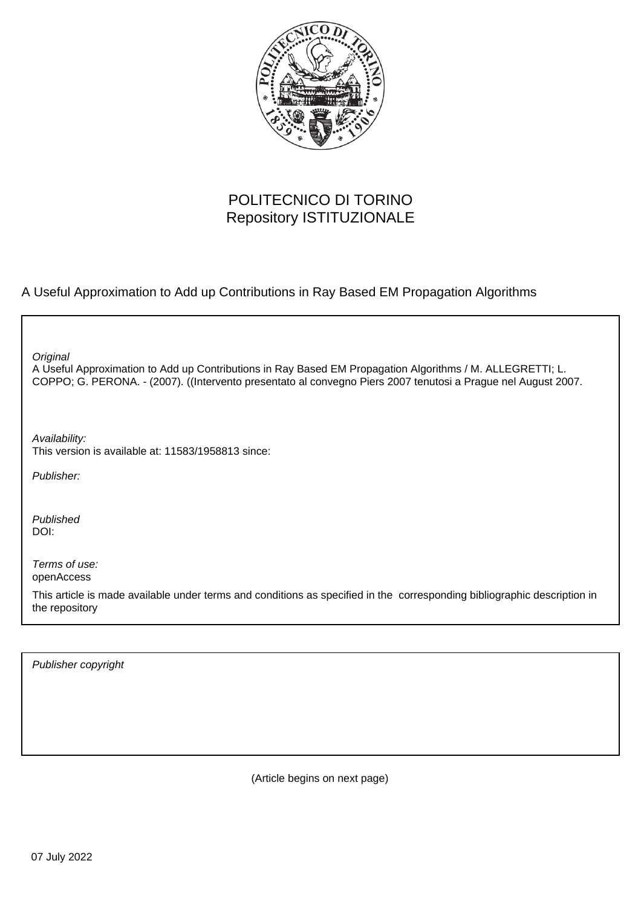POLITECNICO DI TORINO
Repository ISTITUZIONALE

A Useful Approximation to Add up Contributions in Ray Based EM Propagation Algorithms

*Original*
A Useful Approximation to Add up Contributions in Ray Based EM Propagation Algorithms / M. ALLEGRETTI; L. COPPO; G. PERONA. - (2007). ((Intervento presentato al convegno Piers 2007 tenutosi a Prague nel August 2007.

*Availability:*
This version is available at: 11583/1958813 since:

*Publisher:*

*Published*
DOI:

*Terms of use:*
openAccess

This article is made available under terms and conditions as specified in the corresponding bibliographic description in the repository

*Publisher copyright*

(Article begins on next page)

07 July 2022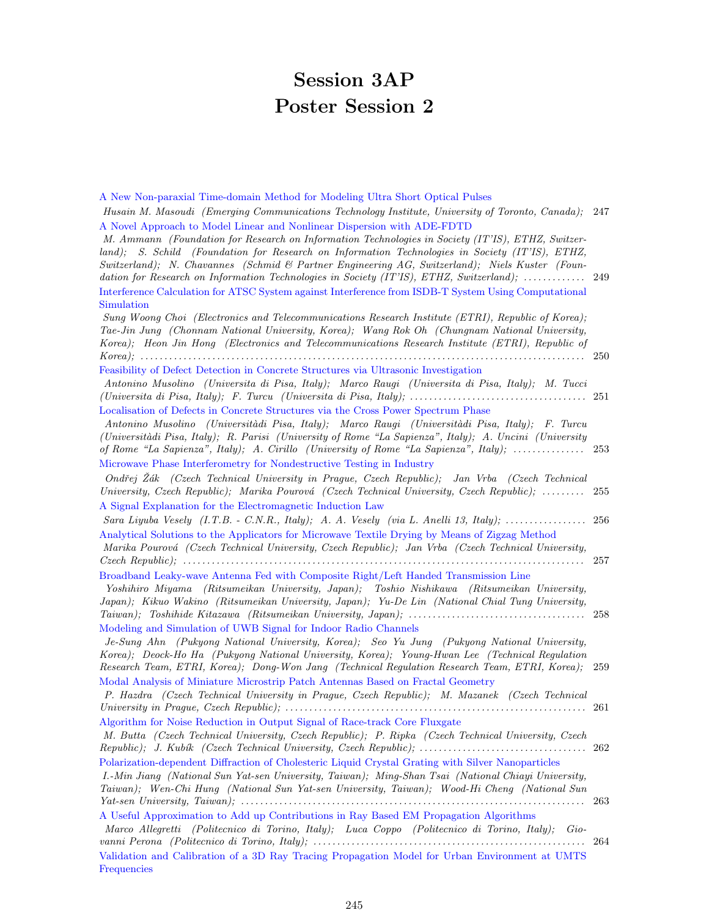# Session 3AP
# Poster Session 2

A New Non-paraxial Time-domain Method for Modeling Ultra Short Optical Pulses
*Husain M. Masoudi (Emerging Communications Technology Institute, University of Toronto, Canada);* 247

A Novel Approach to Model Linear and Nonlinear Dispersion with ADE-FDTD
*M. Ammann (Foundation for Research on Information Technologies in Society (IT'IS), ETHZ, Switzerland); S. Schild (Foundation for Research on Information Technologies in Society (IT'IS), ETHZ, Switzerland); N. Chavannes (Schmid & Partner Engineering AG, Switzerland); Niels Kuster (Foundation for Research on Information Technologies in Society (IT'IS), ETHZ, Switzerland);* . . . . . . . . . . . . . 249

Interference Calculation for ATSC System against Interference from ISDB-T System Using Computational Simulation
*Sung Woong Choi (Electronics and Telecommunications Research Institute (ETRI), Republic of Korea); Tae-Jin Jung (Chonnam National University, Korea); Wang Rok Oh (Chungnam National University, Korea); Heon Jin Hong (Electronics and Telecommunications Research Institute (ETRI), Republic of Korea);* . . . . . . . . . . . . . . . . . . . . . . . . . . . . . . . . . . . . . . . . . . . . . . . . . . . . . . . . . . . . . . . . . . . . . . . . . . . . . . . . . . . . 250

Feasibility of Defect Detection in Concrete Structures via Ultrasonic Investigation
*Antonino Musolino (Universita di Pisa, Italy); Marco Raugi (Universita di Pisa, Italy); M. Tucci (Universita di Pisa, Italy); F. Turcu (Universita di Pisa, Italy);* . . . . . . . . . . . . . . . . . . . . . . . . . . . . . . . . . . . . 251

Localisation of Defects in Concrete Structures via the Cross Power Spectrum Phase
*Antonino Musolino (Universitàdi Pisa, Italy); Marco Raugi (Universitàdi Pisa, Italy); F. Turcu (Universitàdi Pisa, Italy); R. Parisi (University of Rome "La Sapienza", Italy); A. Uncini (University of Rome "La Sapienza", Italy); A. Cirillo (University of Rome "La Sapienza", Italy);* . . . . . . . . . . . . . . . 253

Microwave Phase Interferometry for Nondestructive Testing in Industry
*Ondřej Žák (Czech Technical University in Prague, Czech Republic); Jan Vrba (Czech Technical University, Czech Republic); Marika Pourová (Czech Technical University, Czech Republic);* . . . . . . . . . 255

A Signal Explanation for the Electromagnetic Induction Law
*Sara Liyuba Vesely (I.T.B. - C.N.R., Italy); A. A. Vesely (via L. Anelli 13, Italy);* . . . . . . . . . . . . . . . . . 256

Analytical Solutions to the Applicators for Microwave Textile Drying by Means of Zigzag Method
*Marika Pourová (Czech Technical University, Czech Republic); Jan Vrba (Czech Technical University, Czech Republic);* . . . . . . . . . . . . . . . . . . . . . . . . . . . . . . . . . . . . . . . . . . . . . . . . . . . . . . . . . . . . . . . . . . . . . . . . . . . . 257

Broadband Leaky-wave Antenna Fed with Composite Right/Left Handed Transmission Line
*Yoshihiro Miyama (Ritsumeikan University, Japan); Toshio Nishikawa (Ritsumeikan University, Japan); Kikuo Wakino (Ritsumeikan University, Japan); Yu-De Lin (National Chial Tung University, Taiwan); Toshihide Kitazawa (Ritsumeikan University, Japan);* . . . . . . . . . . . . . . . . . . . . . . . . . . . . . . . . . . . . 258

Modeling and Simulation of UWB Signal for Indoor Radio Channels
*Je-Sung Ahn (Pukyong National University, Korea); Seo Yu Jung (Pukyong National University, Korea); Deock-Ho Ha (Pukyong National University, Korea); Young-Hwan Lee (Technical Regulation Research Team, ETRI, Korea); Dong-Won Jang (Technical Regulation Research Team, ETRI, Korea);* 259

Modal Analysis of Miniature Microstrip Patch Antennas Based on Fractal Geometry
*P. Hazdra (Czech Technical University in Prague, Czech Republic); M. Mazanek (Czech Technical University in Prague, Czech Republic);* . . . . . . . . . . . . . . . . . . . . . . . . . . . . . . . . . . . . . . . . . . . . . . . . . . . . . . . . . . . . 261

Algorithm for Noise Reduction in Output Signal of Race-track Core Fluxgate
*M. Butta (Czech Technical University, Czech Republic); P. Ripka (Czech Technical University, Czech Republic); J. Kubík (Czech Technical University, Czech Republic);* . . . . . . . . . . . . . . . . . . . . . . . . . . . . . . . . . . 262

Polarization-dependent Diffraction of Cholesteric Liquid Crystal Grating with Silver Nanoparticles
*I.-Min Jiang (National Sun Yat-sen University, Taiwan); Ming-Shan Tsai (National Chiayi University, Taiwan); Wen-Chi Hung (National Sun Yat-sen University, Taiwan); Wood-Hi Cheng (National Sun Yat-sen University, Taiwan);* . . . . . . . . . . . . . . . . . . . . . . . . . . . . . . . . . . . . . . . . . . . . . . . . . . . . . . . . . . . . . . . . . . . . . 263

A Useful Approximation to Add up Contributions in Ray Based EM Propagation Algorithms
*Marco Allegretti (Politecnico di Torino, Italy); Luca Coppo (Politecnico di Torino, Italy); Giovanni Perona (Politecnico di Torino, Italy);* . . . . . . . . . . . . . . . . . . . . . . . . . . . . . . . . . . . . . . . . . . . . . . . . . . . . . . . . 264

Validation and Calibration of a 3D Ray Tracing Propagation Model for Urban Environment at UMTS Frequencies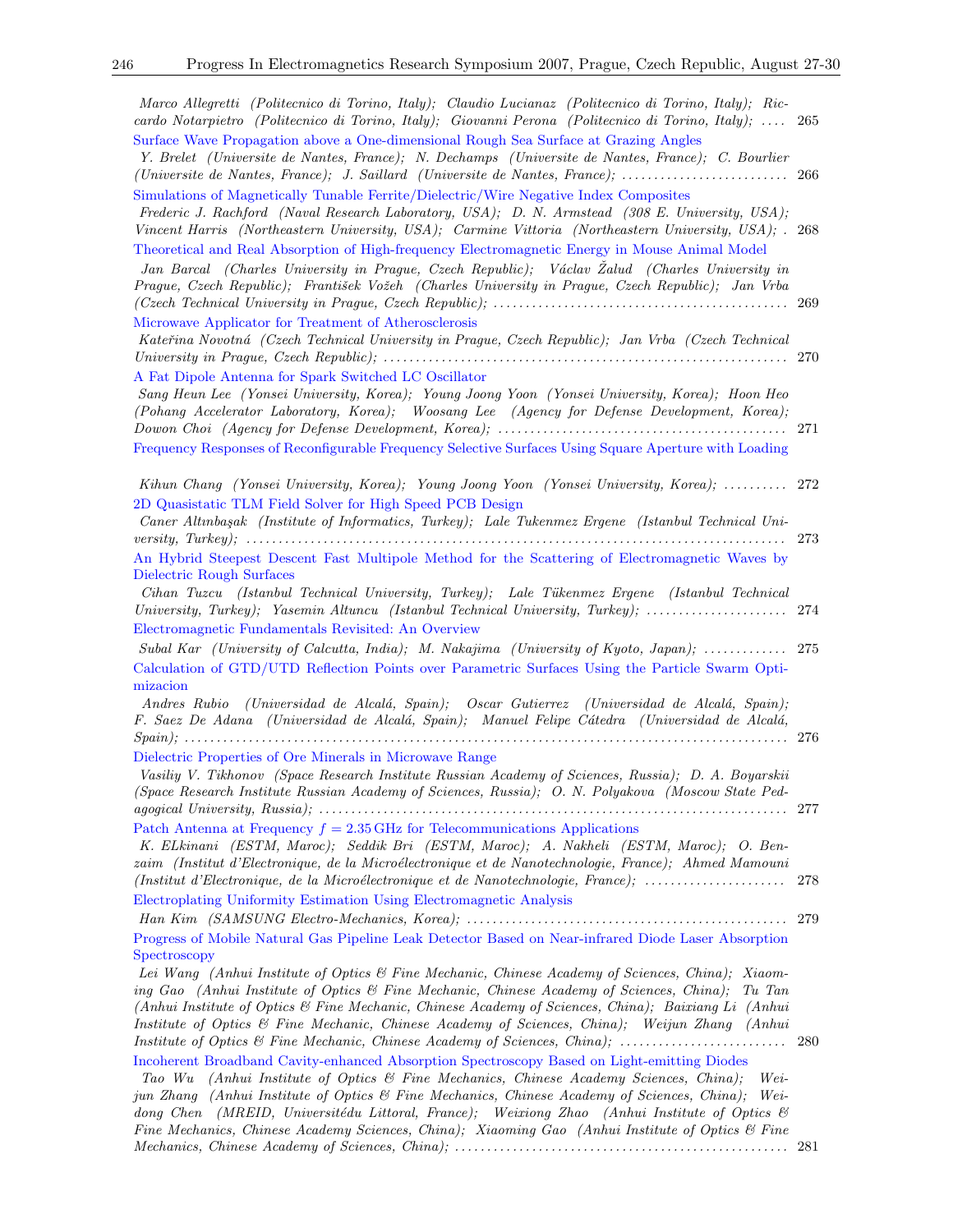*Marco Allegretti (Politecnico di Torino, Italy); Claudio Lucianaz (Politecnico di Torino, Italy); Riccardo Notarpietro (Politecnico di Torino, Italy); Giovanni Perona (Politecnico di Torino, Italy);* .... 265

Surface Wave Propagation above a One-dimensional Rough Sea Surface at Grazing Angles

*Y. Brelet (Universite de Nantes, France); N. Dechamps (Universite de Nantes, France); C. Bourlier (Universite de Nantes, France); J. Saillard (Universite de Nantes, France);* .......................... 266

Simulations of Magnetically Tunable Ferrite/Dielectric/Wire Negative Index Composites

*Frederic J. Rachford (Naval Research Laboratory, USA); D. N. Armstead (308 E. University, USA); Vincent Harris (Northeastern University, USA); Carmine Vittoria (Northeastern University, USA);* . 268

Theoretical and Real Absorption of High-frequency Electromagnetic Energy in Mouse Animal Model

*Jan Barcal (Charles University in Prague, Czech Republic); Václav Žalud (Charles University in Prague, Czech Republic); František Vožeh (Charles University in Prague, Czech Republic); Jan Vrba (Czech Technical University in Prague, Czech Republic);* ............................................. 269

Microwave Applicator for Treatment of Atherosclerosis

*Kateřina Novotná (Czech Technical University in Prague, Czech Republic); Jan Vrba (Czech Technical University in Prague, Czech Republic);* ............................................................... 270

A Fat Dipole Antenna for Spark Switched LC Oscillator

*Sang Heun Lee (Yonsei University, Korea); Young Joong Yoon (Yonsei University, Korea); Hoon Heo (Pohang Accelerator Laboratory, Korea); Woosang Lee (Agency for Defense Development, Korea); Dowon Choi (Agency for Defense Development, Korea);* ............................................. 271

Frequency Responses of Reconfigurable Frequency Selective Surfaces Using Square Aperture with Loading

*Kihun Chang (Yonsei University, Korea); Young Joong Yoon (Yonsei University, Korea);* .......... 272

2D Quasistatic TLM Field Solver for High Speed PCB Design

*Caner Altınbaşak (Institute of Informatics, Turkey); Lale Tukenmez Ergene (Istanbul Technical University, Turkey);* ................................................................................. 273

An Hybrid Steepest Descent Fast Multipole Method for the Scattering of Electromagnetic Waves by Dielectric Rough Surfaces

*Cihan Tuzcu (Istanbul Technical University, Turkey); Lale Tükenmez Ergene (Istanbul Technical University, Turkey); Yasemin Altuncu (Istanbul Technical University, Turkey);* ...................... 274

Electromagnetic Fundamentals Revisited: An Overview

*Subal Kar (University of Calcutta, India); M. Nakajima (University of Kyoto, Japan);* ............. 275

Calculation of GTD/UTD Reflection Points over Parametric Surfaces Using the Particle Swarm Optimizacion

*Andres Rubio (Universidad de Alcalá, Spain); Oscar Gutierrez (Universidad de Alcalá, Spain); F. Saez De Adana (Universidad de Alcalá, Spain); Manuel Felipe Cátedra (Universidad de Alcalá, Spain);* ........................................................................................... 276

Dielectric Properties of Ore Minerals in Microwave Range

*Vasiliy V. Tikhonov (Space Research Institute Russian Academy of Sciences, Russia); D. A. Boyarskii (Space Research Institute Russian Academy of Sciences, Russia); O. N. Polyakova (Moscow State Pedagogical University, Russia);* ....................................................................... 277

Patch Antenna at Frequency $f = 2.35$ GHz for Telecommunications Applications

*K. ELkinani (ESTM, Maroc); Seddik Bri (ESTM, Maroc); A. Nakheli (ESTM, Maroc); O. Benzaim (Institut d'Electronique, de la Microélectronique et de Nanotechnologie, France); Ahmed Mamouni (Institut d'Electronique, de la Microélectronique et de Nanotechnologie, France);* ...................... 278

Electroplating Uniformity Estimation Using Electromagnetic Analysis

*Han Kim (SAMSUNG Electro-Mechanics, Korea);* ................................................. 279

Progress of Mobile Natural Gas Pipeline Leak Detector Based on Near-infrared Diode Laser Absorption Spectroscopy

*Lei Wang (Anhui Institute of Optics & Fine Mechanic, Chinese Academy of Sciences, China); Xiaoming Gao (Anhui Institute of Optics & Fine Mechanic, Chinese Academy of Sciences, China); Tu Tan (Anhui Institute of Optics & Fine Mechanic, Chinese Academy of Sciences, China); Baixiang Li (Anhui Institute of Optics & Fine Mechanic, Chinese Academy of Sciences, China); Weijun Zhang (Anhui Institute of Optics & Fine Mechanic, Chinese Academy of Sciences, China);* ......................... 280

Incoherent Broadband Cavity-enhanced Absorption Spectroscopy Based on Light-emitting Diodes

*Tao Wu (Anhui Institute of Optics & Fine Mechanics, Chinese Academy Sciences, China); Weijun Zhang (Anhui Institute of Optics & Fine Mechanics, Chinese Academy of Sciences, China); Weidong Chen (MREID, Universitédu Littoral, France); Weixiong Zhao (Anhui Institute of Optics & Fine Mechanics, Chinese Academy Sciences, China); Xiaoming Gao (Anhui Institute of Optics & Fine Mechanics, Chinese Academy of Sciences, China);* ................................................... 281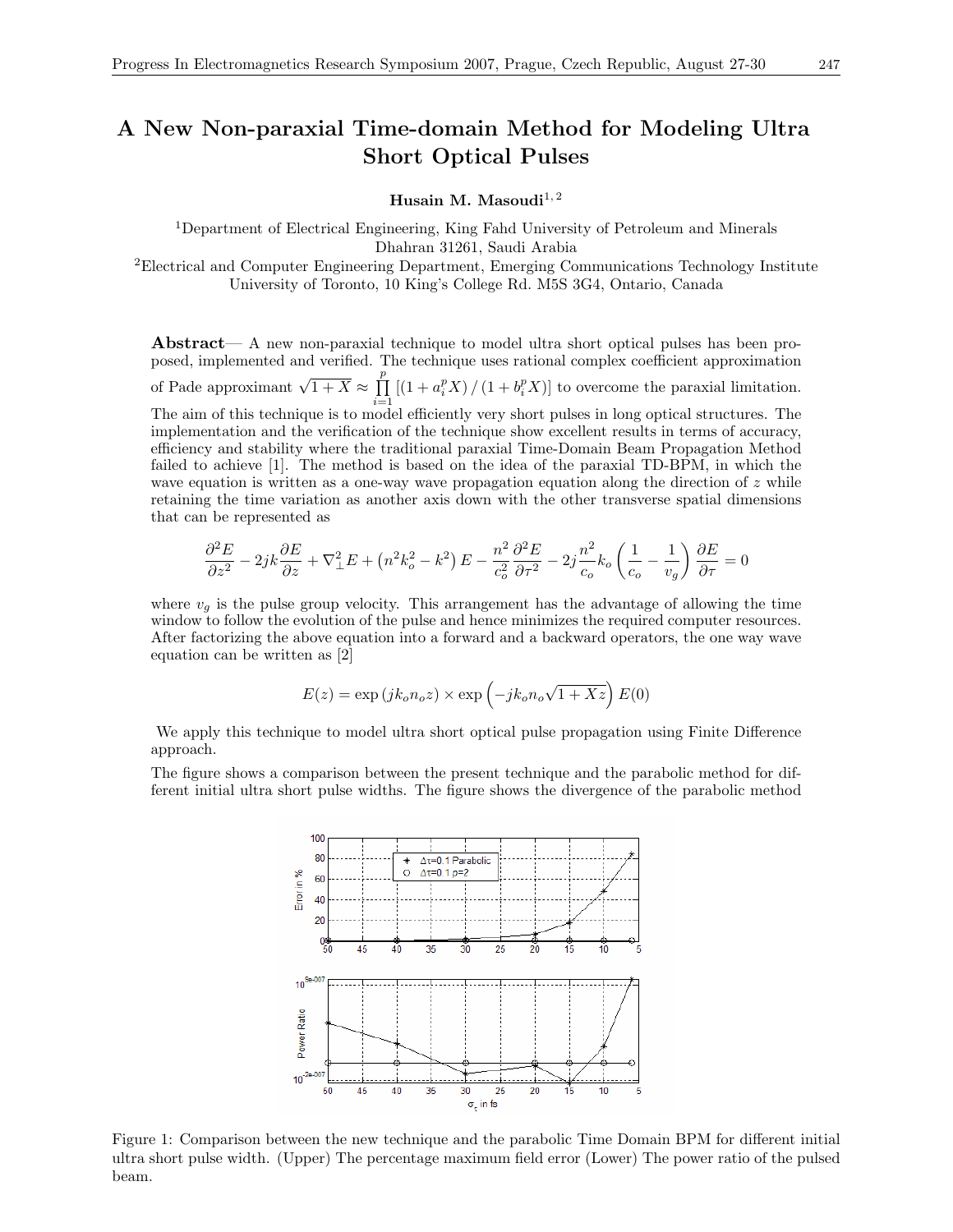# A New Non-paraxial Time-domain Method for Modeling Ultra Short Optical Pulses

**Husain M. Masoudi**[1, 2]

[1]Department of Electrical Engineering, King Fahd University of Petroleum and Minerals
Dhahran 31261, Saudi Arabia

[2]Electrical and Computer Engineering Department, Emerging Communications Technology Institute
University of Toronto, 10 King's College Rd. M5S 3G4, Ontario, Canada

**Abstract**— A new non-paraxial technique to model ultra short optical pulses has been proposed, implemented and verified. The technique uses rational complex coefficient approximation of Pade approximant $\sqrt{1+X} \approx \prod_{i=1}^{p} \left[ \left(1 + a_i^p X\right) / \left(1 + b_i^p X\right) \right]$ to overcome the paraxial limitation. The aim of this technique is to model efficiently very short pulses in long optical structures. The implementation and the verification of the technique show excellent results in terms of accuracy, efficiency and stability where the traditional paraxial Time-Domain Beam Propagation Method failed to achieve [1]. The method is based on the idea of the paraxial TD-BPM, in which the wave equation is written as a one-way wave propagation equation along the direction of $z$ while retaining the time variation as another axis down with the other transverse spatial dimensions that can be represented as

$$\frac{\partial^2 E}{\partial z^2} - 2jk\frac{\partial E}{\partial z} + \nabla_\perp^2 E + \left(n^2 k_o^2 - k^2\right) E - \frac{n^2}{c_o^2}\frac{\partial^2 E}{\partial \tau^2} - 2j\frac{n^2}{c_o}k_o\left(\frac{1}{c_o} - \frac{1}{v_g}\right)\frac{\partial E}{\partial \tau} = 0$$

where $v_g$ is the pulse group velocity. This arrangement has the advantage of allowing the time window to follow the evolution of the pulse and hence minimizes the required computer resources. After factorizing the above equation into a forward and a backward operators, the one way wave equation can be written as [2]

$$E(z) = \exp\left(jk_o n_o z\right) \times \exp\left(-jk_o n_o \sqrt{1+X z}\right) E(0)$$

We apply this technique to model ultra short optical pulse propagation using Finite Difference approach.

The figure shows a comparison between the present technique and the parabolic method for different initial ultra short pulse widths. The figure shows the divergence of the parabolic method

Figure 1: Comparison between the new technique and the parabolic Time Domain BPM for different initial ultra short pulse width. (Upper) The percentage maximum field error (Lower) The power ratio of the pulsed beam.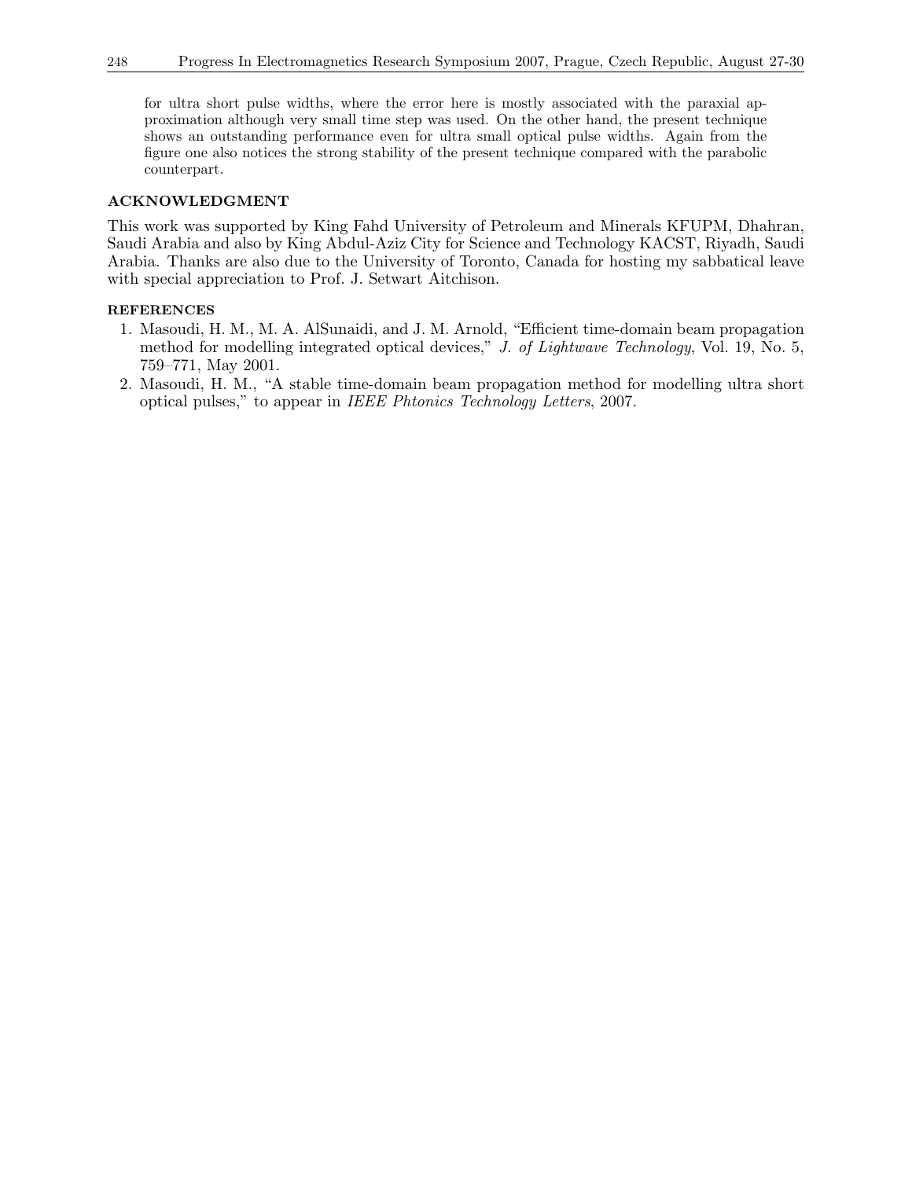for ultra short pulse widths, where the error here is mostly associated with the paraxial approximation although very small time step was used. On the other hand, the present technique shows an outstanding performance even for ultra small optical pulse widths. Again from the figure one also notices the strong stability of the present technique compared with the parabolic counterpart.

## ACKNOWLEDGMENT

This work was supported by King Fahd University of Petroleum and Minerals KFUPM, Dhahran, Saudi Arabia and also by King Abdul-Aziz City for Science and Technology KACST, Riyadh, Saudi Arabia. Thanks are also due to the University of Toronto, Canada for hosting my sabbatical leave with special appreciation to Prof. J. Setwart Aitchison.

## REFERENCES

1. Masoudi, H. M., M. A. AlSunaidi, and J. M. Arnold, "Efficient time-domain beam propagation method for modelling integrated optical devices," *J. of Lightwave Technology*, Vol. 19, No. 5, 759–771, May 2001.
2. Masoudi, H. M., "A stable time-domain beam propagation method for modelling ultra short optical pulses," to appear in *IEEE Phtonics Technology Letters*, 2007.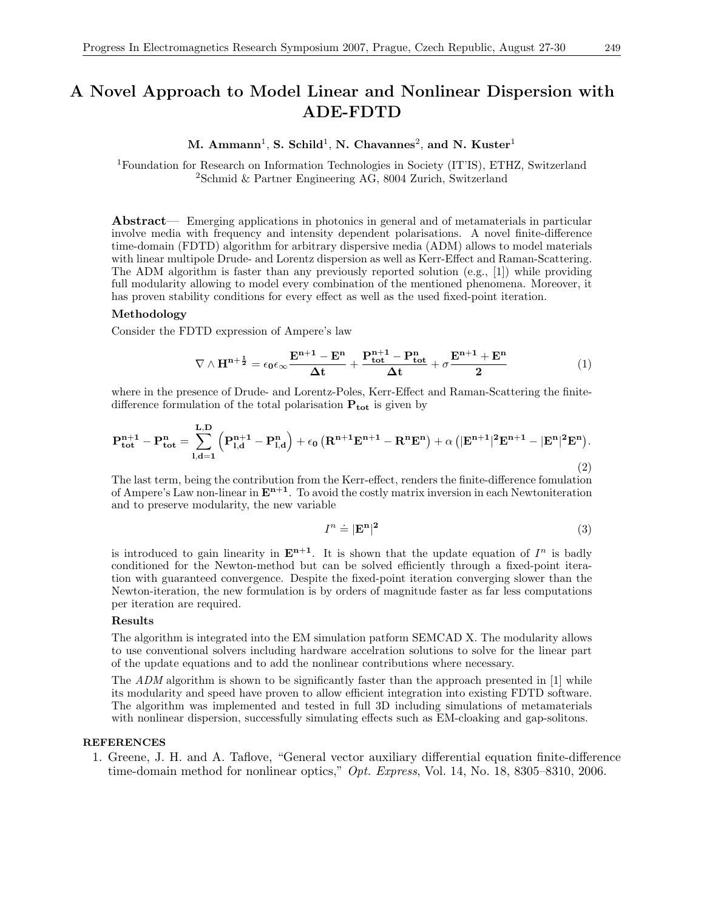# A Novel Approach to Model Linear and Nonlinear Dispersion with ADE-FDTD

**M. Ammann**[1], **S. Schild**[1], **N. Chavannes**[2], **and N. Kuster**[1]

[1]Foundation for Research on Information Technologies in Society (IT'IS), ETHZ, Switzerland
[2]Schmid & Partner Engineering AG, 8004 Zurich, Switzerland

**Abstract**— Emerging applications in photonics in general and of metamaterials in particular involve media with frequency and intensity dependent polarisations. A novel finite-difference time-domain (FDTD) algorithm for arbitrary dispersive media (ADM) allows to model materials with linear multipole Drude- and Lorentz dispersion as well as Kerr-Effect and Raman-Scattering. The ADM algorithm is faster than any previously reported solution (e.g., [1]) while providing full modularity allowing to model every combination of the mentioned phenomena. Moreover, it has proven stability conditions for every effect as well as the used fixed-point iteration.

### Methodology

Consider the FDTD expression of Ampere's law

$$\nabla \wedge \mathbf{H}^{\mathbf{n}+\frac{1}{2}} = \epsilon_0 \epsilon_\infty \frac{\mathbf{E}^{\mathbf{n+1}} - \mathbf{E}^{\mathbf{n}}}{\mathbf{\Delta t}} + \frac{\mathbf{P}^{\mathbf{n+1}}_{\mathbf{tot}} - \mathbf{P}^{\mathbf{n}}_{\mathbf{tot}}}{\mathbf{\Delta t}} + \sigma \frac{\mathbf{E}^{\mathbf{n+1}} + \mathbf{E}^{\mathbf{n}}}{\mathbf{2}} \tag{1}$$

where in the presence of Drude- and Lorentz-Poles, Kerr-Effect and Raman-Scattering the finite-difference formulation of the total polarisation $\mathbf{P_{tot}}$ is given by

$$\mathbf{P}^{\mathbf{n+1}}_{\mathbf{tot}} - \mathbf{P}^{\mathbf{n}}_{\mathbf{tot}} = \sum_{\mathbf{l,d=1}}^{\mathbf{L,D}} \left( \mathbf{P}^{\mathbf{n+1}}_{\mathbf{l,d}} - \mathbf{P}^{\mathbf{n}}_{\mathbf{l,d}} \right) + \epsilon_{\mathbf{0}} \left( \mathbf{R}^{\mathbf{n+1}} \mathbf{E}^{\mathbf{n+1}} - \mathbf{R}^{\mathbf{n}} \mathbf{E}^{\mathbf{n}} \right) + \alpha \left( |\mathbf{E}^{\mathbf{n+1}}|^{\mathbf{2}} \mathbf{E}^{\mathbf{n+1}} - |\mathbf{E}^{\mathbf{n}}|^{\mathbf{2}} \mathbf{E}^{\mathbf{n}} \right). \tag{2}$$

The last term, being the contribution from the Kerr-effect, renders the finite-difference fomulation of Ampere's Law non-linear in $\mathbf{E^{n+1}}$. To avoid the costly matrix inversion in each Newtoniteration and to preserve modularity, the new variable

$$I^n \doteq |\mathbf{E}^{\mathbf{n}}|^{\mathbf{2}} \tag{3}$$

is introduced to gain linearity in $\mathbf{E^{n+1}}$. It is shown that the update equation of $I^n$ is badly conditioned for the Newton-method but can be solved efficiently through a fixed-point iteration with guaranteed convergence. Despite the fixed-point iteration converging slower than the Newton-iteration, the new formulation is by orders of magnitude faster as far less computations per iteration are required.

### Results

The algorithm is integrated into the EM simulation patform SEMCAD X. The modularity allows to use conventional solvers including hardware accelration solutions to solve for the linear part of the update equations and to add the nonlinear contributions where necessary.

The *ADM* algorithm is shown to be significantly faster than the approach presented in [1] while its modularity and speed have proven to allow efficient integration into existing FDTD software. The algorithm was implemented and tested in full 3D including simulations of metamaterials with nonlinear dispersion, successfully simulating effects such as EM-cloaking and gap-solitons.

### REFERENCES

1. Greene, J. H. and A. Taflove, "General vector auxiliary differential equation finite-difference time-domain method for nonlinear optics," *Opt. Express*, Vol. 14, No. 18, 8305–8310, 2006.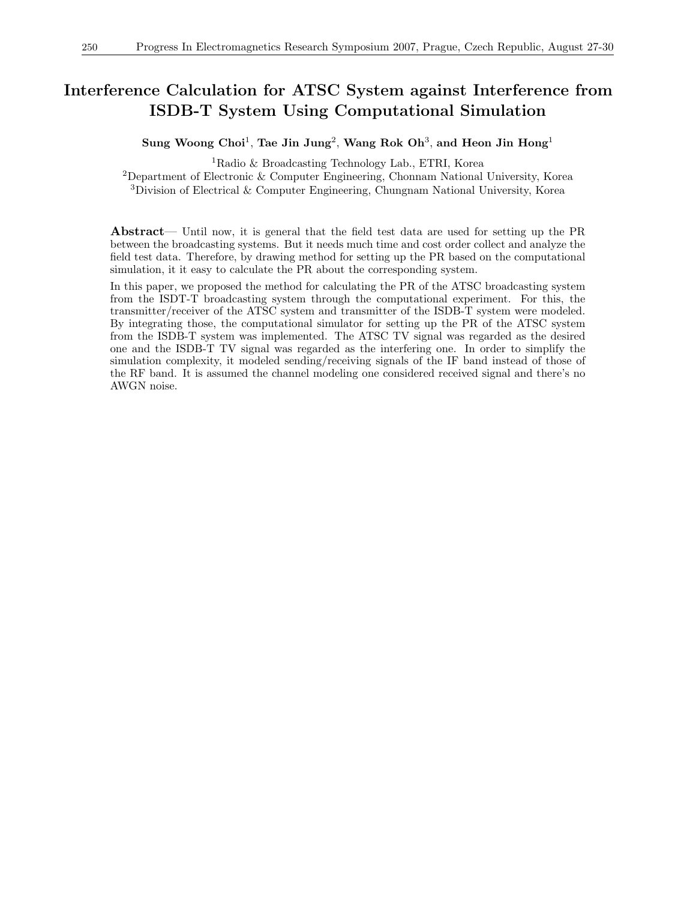# Interference Calculation for ATSC System against Interference from ISDB-T System Using Computational Simulation

**Sung Woong Choi**[1], **Tae Jin Jung**[2], **Wang Rok Oh**[3], **and Heon Jin Hong**[1]

[1]Radio & Broadcasting Technology Lab., ETRI, Korea
[2]Department of Electronic & Computer Engineering, Chonnam National University, Korea
[3]Division of Electrical & Computer Engineering, Chungnam National University, Korea

**Abstract**— Until now, it is general that the field test data are used for setting up the PR between the broadcasting systems. But it needs much time and cost order collect and analyze the field test data. Therefore, by drawing method for setting up the PR based on the computational simulation, it it easy to calculate the PR about the corresponding system.

In this paper, we proposed the method for calculating the PR of the ATSC broadcasting system from the ISDT-T broadcasting system through the computational experiment. For this, the transmitter/receiver of the ATSC system and transmitter of the ISDB-T system were modeled. By integrating those, the computational simulator for setting up the PR of the ATSC system from the ISDB-T system was implemented. The ATSC TV signal was regarded as the desired one and the ISDB-T TV signal was regarded as the interfering one. In order to simplify the simulation complexity, it modeled sending/receiving signals of the IF band instead of those of the RF band. It is assumed the channel modeling one considered received signal and there's no AWGN noise.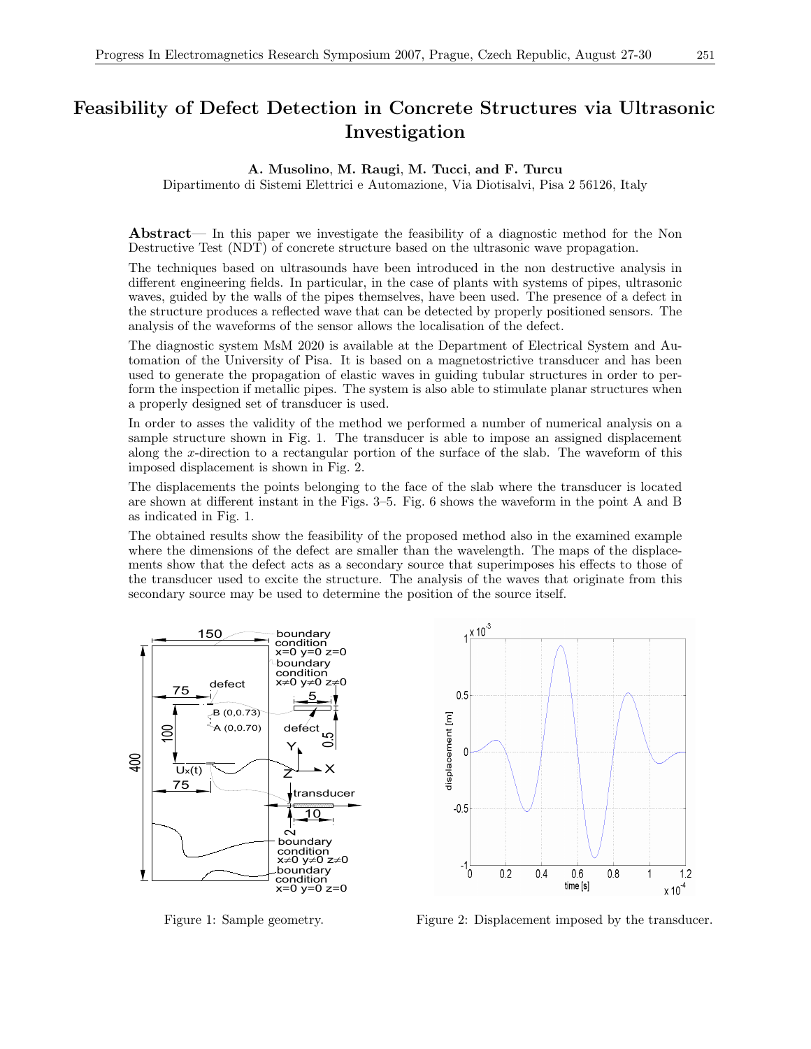# Feasibility of Defect Detection in Concrete Structures via Ultrasonic Investigation

**A. Musolino**, **M. Raugi**, **M. Tucci**, **and F. Turcu**

Dipartimento di Sistemi Elettrici e Automazione, Via Diotisalvi, Pisa 2 56126, Italy

**Abstract**— In this paper we investigate the feasibility of a diagnostic method for the Non Destructive Test (NDT) of concrete structure based on the ultrasonic wave propagation.

The techniques based on ultrasounds have been introduced in the non destructive analysis in different engineering fields. In particular, in the case of plants with systems of pipes, ultrasonic waves, guided by the walls of the pipes themselves, have been used. The presence of a defect in the structure produces a reflected wave that can be detected by properly positioned sensors. The analysis of the waveforms of the sensor allows the localisation of the defect.

The diagnostic system MsM 2020 is available at the Department of Electrical System and Automation of the University of Pisa. It is based on a magnetostrictive transducer and has been used to generate the propagation of elastic waves in guiding tubular structures in order to perform the inspection of metallic pipes. The system is also able to stimulate planar structures when a properly designed set of transducer is used.

In order to asses the validity of the method we performed a number of numerical analysis on a sample structure shown in Fig. 1. The transducer is able to impose an assigned displacement along the $x$-direction to a rectangular portion of the surface of the slab. The waveform of this imposed displacement is shown in Fig. 2.

The displacements the points belonging to the face of the slab where the transducer is located are shown at different instant in the Figs. 3–5. Fig. 6 shows the waveform in the point A and B as indicated in Fig. 1.

The obtained results show the feasibility of the proposed method also in the examined example where the dimensions of the defect are smaller than the wavelength. The maps of the displacements show that the defect acts as a secondary source that superimposes his effects to those of the transducer used to excite the structure. The analysis of the waves that originate from this secondary source may be used to determine the position of the source itself.

Figure 1: Sample geometry.

Figure 2: Displacement imposed by the transducer.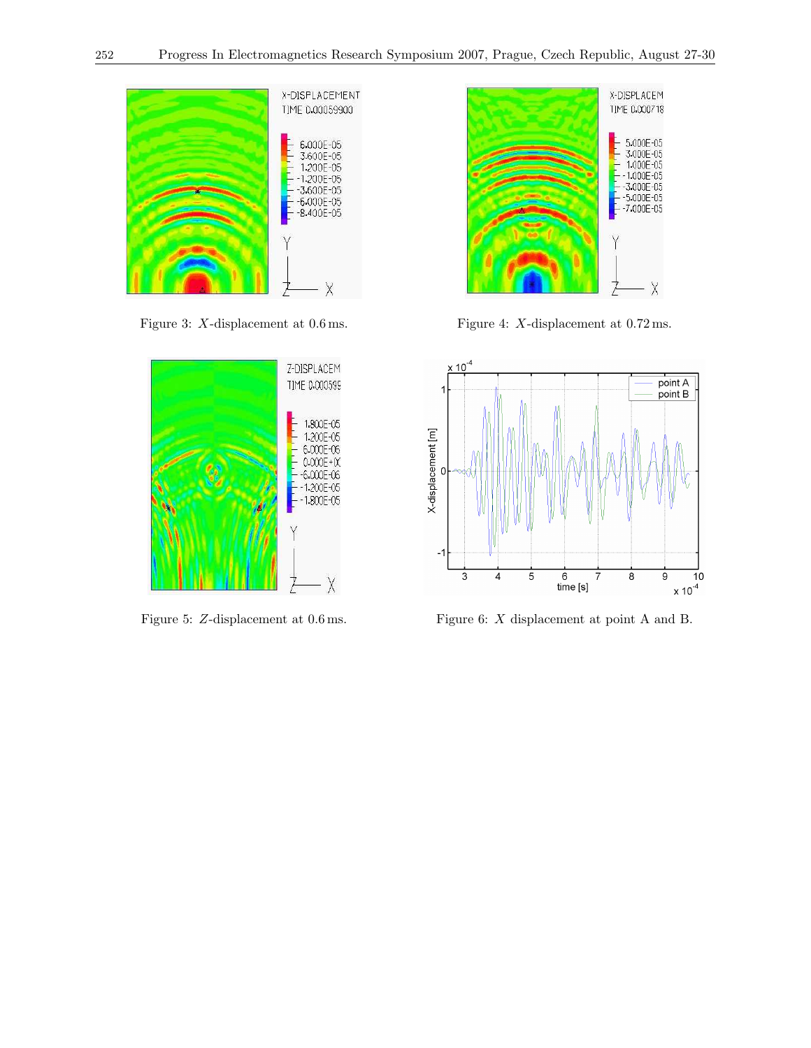Figure 3: $X$-displacement at 0.6 ms.

Figure 4: $X$-displacement at 0.72 ms.

Figure 5: $Z$-displacement at 0.6 ms.

Figure 6: $X$ displacement at point A and B.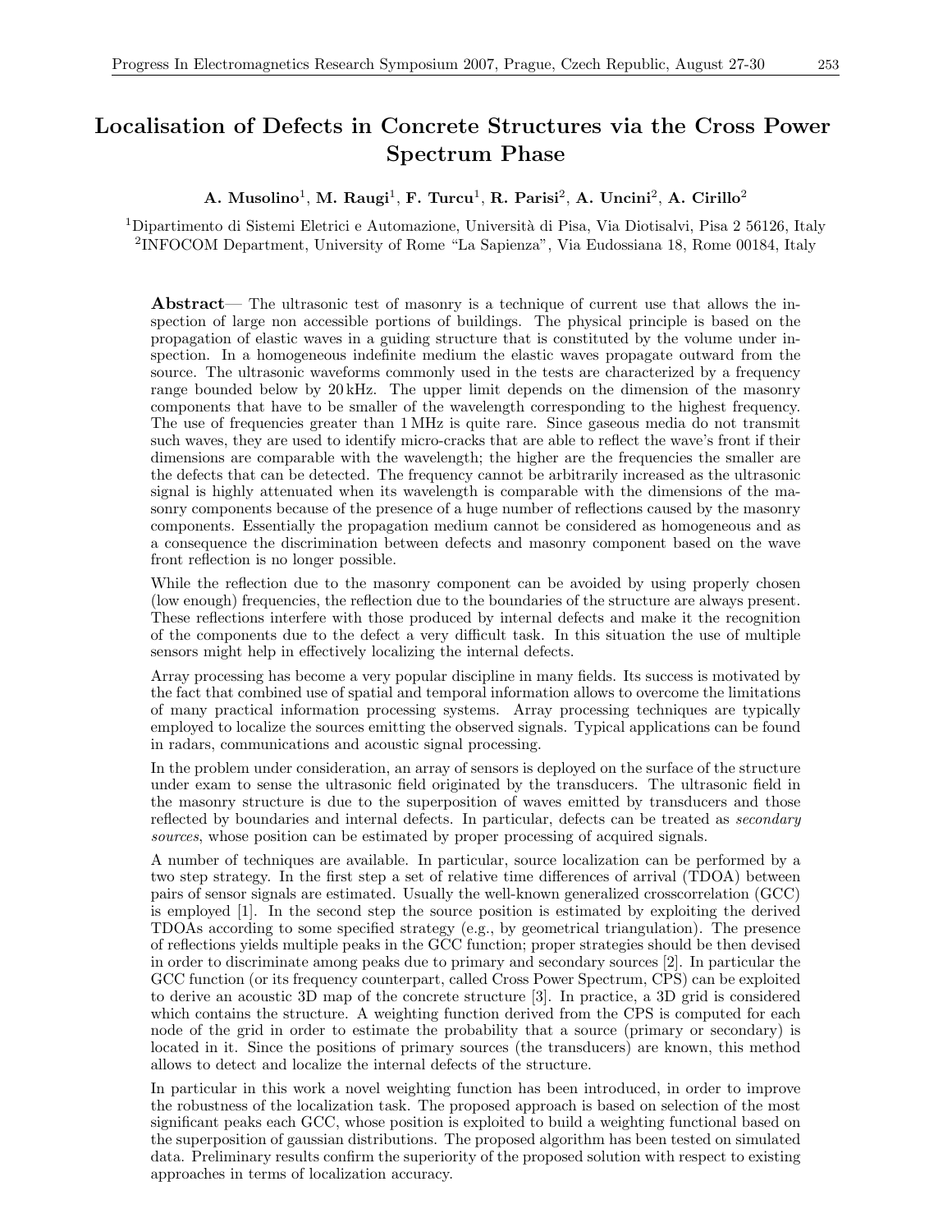# Localisation of Defects in Concrete Structures via the Cross Power Spectrum Phase

**A. Musolino**[1], **M. Raugi**[1], **F. Turcu**[1], **R. Parisi**[2], **A. Uncini**[2], **A. Cirillo**[2]

[1]Dipartimento di Sistemi Eletrici e Automazione, Università di Pisa, Via Diotisalvi, Pisa 2 56126, Italy
[2]INFOCOM Department, University of Rome "La Sapienza", Via Eudossiana 18, Rome 00184, Italy

**Abstract**— The ultrasonic test of masonry is a technique of current use that allows the inspection of large non accessible portions of buildings. The physical principle is based on the propagation of elastic waves in a guiding structure that is constituted by the volume under inspection. In a homogeneous indefinite medium the elastic waves propagate outward from the source. The ultrasonic waveforms commonly used in the tests are characterized by a frequency range bounded below by 20 kHz. The upper limit depends on the dimension of the masonry components that have to be smaller of the wavelength corresponding to the highest frequency. The use of frequencies greater than 1 MHz is quite rare. Since gaseous media do not transmit such waves, they are used to identify micro-cracks that are able to reflect the wave's front if their dimensions are comparable with the wavelength; the higher are the frequencies the smaller are the defects that can be detected. The frequency cannot be arbitrarily increased as the ultrasonic signal is highly attenuated when its wavelength is comparable with the dimensions of the masonry components because of the presence of a huge number of reflections caused by the masonry components. Essentially the propagation medium cannot be considered as homogeneous and as a consequence the discrimination between defects and masonry component based on the wave front reflection is no longer possible.

While the reflection due to the masonry component can be avoided by using properly chosen (low enough) frequencies, the reflection due to the boundaries of the structure are always present. These reflections interfere with those produced by internal defects and make it the recognition of the components due to the defect a very difficult task. In this situation the use of multiple sensors might help in effectively localizing the internal defects.

Array processing has become a very popular discipline in many fields. Its success is motivated by the fact that combined use of spatial and temporal information allows to overcome the limitations of many practical information processing systems. Array processing techniques are typically employed to localize the sources emitting the observed signals. Typical applications can be found in radars, communications and acoustic signal processing.

In the problem under consideration, an array of sensors is deployed on the surface of the structure under exam to sense the ultrasonic field originated by the transducers. The ultrasonic field in the masonry structure is due to the superposition of waves emitted by transducers and those reflected by boundaries and internal defects. In particular, defects can be treated as *secondary sources*, whose position can be estimated by proper processing of acquired signals.

A number of techniques are available. In particular, source localization can be performed by a two step strategy. In the first step a set of relative time differences of arrival (TDOA) between pairs of sensor signals are estimated. Usually the well-known generalized crosscorrelation (GCC) is employed [1]. In the second step the source position is estimated by exploiting the derived TDOAs according to some specified strategy (e.g., by geometrical triangulation). The presence of reflections yields multiple peaks in the GCC function; proper strategies should be then devised in order to discriminate among peaks due to primary and secondary sources [2]. In particular the GCC function (or its frequency counterpart, called Cross Power Spectrum, CPS) can be exploited to derive an acoustic 3D map of the concrete structure [3]. In practice, a 3D grid is considered which contains the structure. A weighting function derived from the CPS is computed for each node of the grid in order to estimate the probability that a source (primary or secondary) is located in it. Since the positions of primary sources (the transducers) are known, this method allows to detect and localize the internal defects of the structure.

In particular in this work a novel weighting function has been introduced, in order to improve the robustness of the localization task. The proposed approach is based on selection of the most significant peaks each GCC, whose position is exploited to build a weighting functional based on the superposition of gaussian distributions. The proposed algorithm has been tested on simulated data. Preliminary results confirm the superiority of the proposed solution with respect to existing approaches in terms of localization accuracy.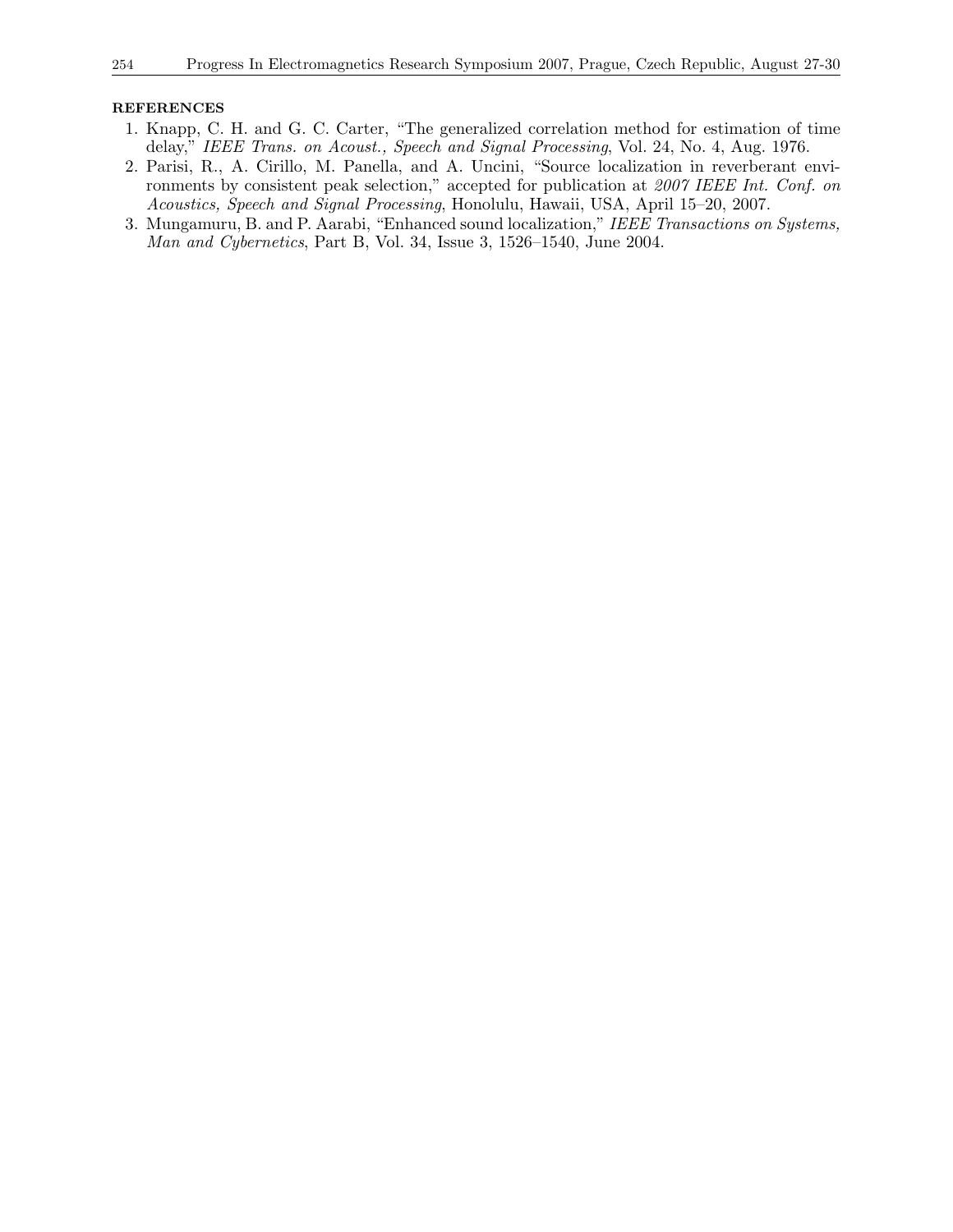## REFERENCES

1. Knapp, C. H. and G. C. Carter, "The generalized correlation method for estimation of time delay," *IEEE Trans. on Acoust., Speech and Signal Processing*, Vol. 24, No. 4, Aug. 1976.
2. Parisi, R., A. Cirillo, M. Panella, and A. Uncini, "Source localization in reverberant environments by consistent peak selection," accepted for publication at *2007 IEEE Int. Conf. on Acoustics, Speech and Signal Processing*, Honolulu, Hawaii, USA, April 15–20, 2007.
3. Mungamuru, B. and P. Aarabi, "Enhanced sound localization," *IEEE Transactions on Systems, Man and Cybernetics*, Part B, Vol. 34, Issue 3, 1526–1540, June 2004.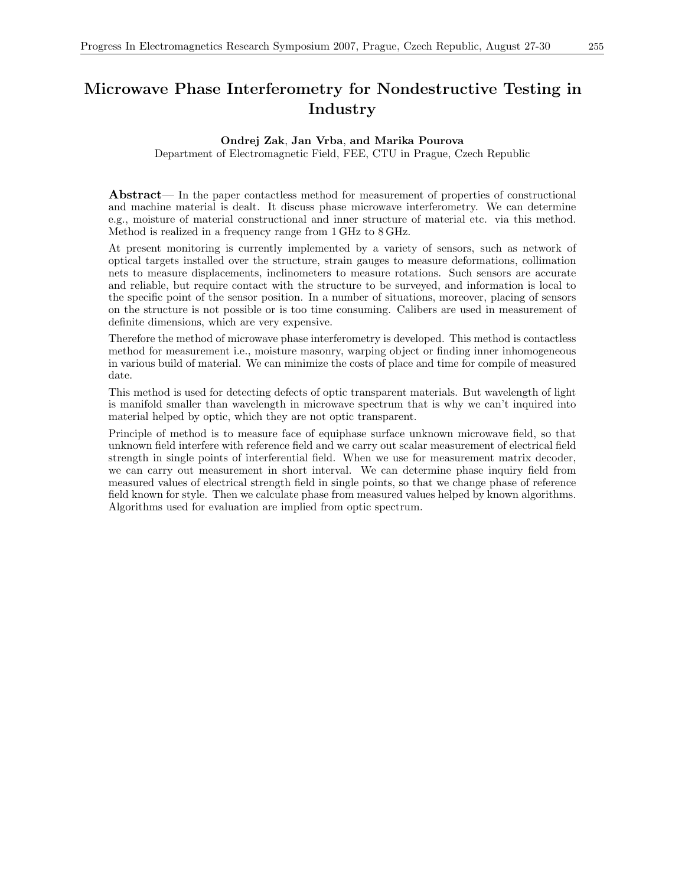# Microwave Phase Interferometry for Nondestructive Testing in Industry

**Ondrej Zak**, **Jan Vrba**, **and Marika Pourova**
Department of Electromagnetic Field, FEE, CTU in Prague, Czech Republic

**Abstract**— In the paper contactless method for measurement of properties of constructional and machine material is dealt. It discuss phase microwave interferometry. We can determine e.g., moisture of material constructional and inner structure of material etc. via this method. Method is realized in a frequency range from 1 GHz to 8 GHz.

At present monitoring is currently implemented by a variety of sensors, such as network of optical targets installed over the structure, strain gauges to measure deformations, collimation nets to measure displacements, inclinometers to measure rotations. Such sensors are accurate and reliable, but require contact with the structure to be surveyed, and information is local to the specific point of the sensor position. In a number of situations, moreover, placing of sensors on the structure is not possible or is too time consuming. Calibers are used in measurement of definite dimensions, which are very expensive.

Therefore the method of microwave phase interferometry is developed. This method is contactless method for measurement i.e., moisture masonry, warping object or finding inner inhomogeneous in various build of material. We can minimize the costs of place and time for compile of measured date.

This method is used for detecting defects of optic transparent materials. But wavelength of light is manifold smaller than wavelength in microwave spectrum that is why we can't inquired into material helped by optic, which they are not optic transparent.

Principle of method is to measure face of equiphase surface unknown microwave field, so that unknown field interfere with reference field and we carry out scalar measurement of electrical field strength in single points of interferential field. When we use for measurement matrix decoder, we can carry out measurement in short interval. We can determine phase inquiry field from measured values of electrical strength field in single points, so that we change phase of reference field known for style. Then we calculate phase from measured values helped by known algorithms. Algorithms used for evaluation are implied from optic spectrum.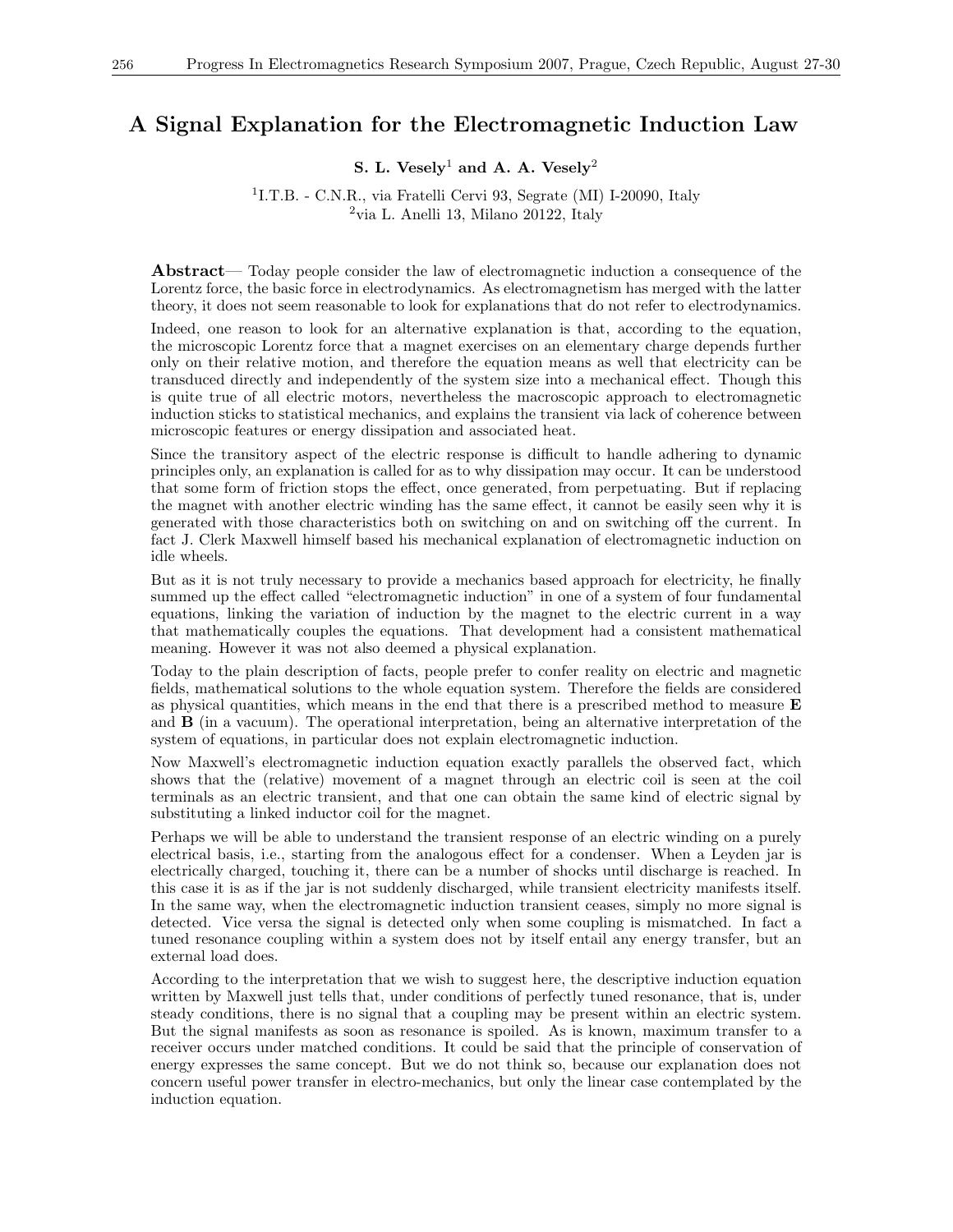# A Signal Explanation for the Electromagnetic Induction Law

**S. L. Vesely[1] and A. A. Vesely[2]**

[1]I.T.B. - C.N.R., via Fratelli Cervi 93, Segrate (MI) I-20090, Italy
[2]via L. Anelli 13, Milano 20122, Italy

**Abstract**— Today people consider the law of electromagnetic induction a consequence of the Lorentz force, the basic force in electrodynamics. As electromagnetism has merged with the latter theory, it does not seem reasonable to look for explanations that do not refer to electrodynamics.

Indeed, one reason to look for an alternative explanation is that, according to the equation, the microscopic Lorentz force that a magnet exercises on an elementary charge depends further only on their relative motion, and therefore the equation means as well that electricity can be transduced directly and independently of the system size into a mechanical effect. Though this is quite true of all electric motors, nevertheless the macroscopic approach to electromagnetic induction sticks to statistical mechanics, and explains the transient via lack of coherence between microscopic features or energy dissipation and associated heat.

Since the transitory aspect of the electric response is difficult to handle adhering to dynamic principles only, an explanation is called for as to why dissipation may occur. It can be understood that some form of friction stops the effect, once generated, from perpetuating. But if replacing the magnet with another electric winding has the same effect, it cannot be easily seen why it is generated with those characteristics both on switching on and on switching off the current. In fact J. Clerk Maxwell himself based his mechanical explanation of electromagnetic induction on idle wheels.

But as it is not truly necessary to provide a mechanics based approach for electricity, he finally summed up the effect called "electromagnetic induction" in one of a system of four fundamental equations, linking the variation of induction by the magnet to the electric current in a way that mathematically couples the equations. That development had a consistent mathematical meaning. However it was not also deemed a physical explanation.

Today to the plain description of facts, people prefer to confer reality on electric and magnetic fields, mathematical solutions to the whole equation system. Therefore the fields are considered as physical quantities, which means in the end that there is a prescribed method to measure **E** and **B** (in a vacuum). The operational interpretation, being an alternative interpretation of the system of equations, in particular does not explain electromagnetic induction.

Now Maxwell's electromagnetic induction equation exactly parallels the observed fact, which shows that the (relative) movement of a magnet through an electric coil is seen at the coil terminals as an electric transient, and that one can obtain the same kind of electric signal by substituting a linked inductor coil for the magnet.

Perhaps we will be able to understand the transient response of an electric winding on a purely electrical basis, i.e., starting from the analogous effect for a condenser. When a Leyden jar is electrically charged, touching it, there can be a number of shocks until discharge is reached. In this case it is as if the jar is not suddenly discharged, while transient electricity manifests itself. In the same way, when the electromagnetic induction transient ceases, simply no more signal is detected. Vice versa the signal is detected only when some coupling is mismatched. In fact a tuned resonance coupling within a system does not by itself entail any energy transfer, but an external load does.

According to the interpretation that we wish to suggest here, the descriptive induction equation written by Maxwell just tells that, under conditions of perfectly tuned resonance, that is, under steady conditions, there is no signal that a coupling may be present within an electric system. But the signal manifests as soon as resonance is spoiled. As is known, maximum transfer to a receiver occurs under matched conditions. It could be said that the principle of conservation of energy expresses the same concept. But we do not think so, because our explanation does not concern useful power transfer in electro-mechanics, but only the linear case contemplated by the induction equation.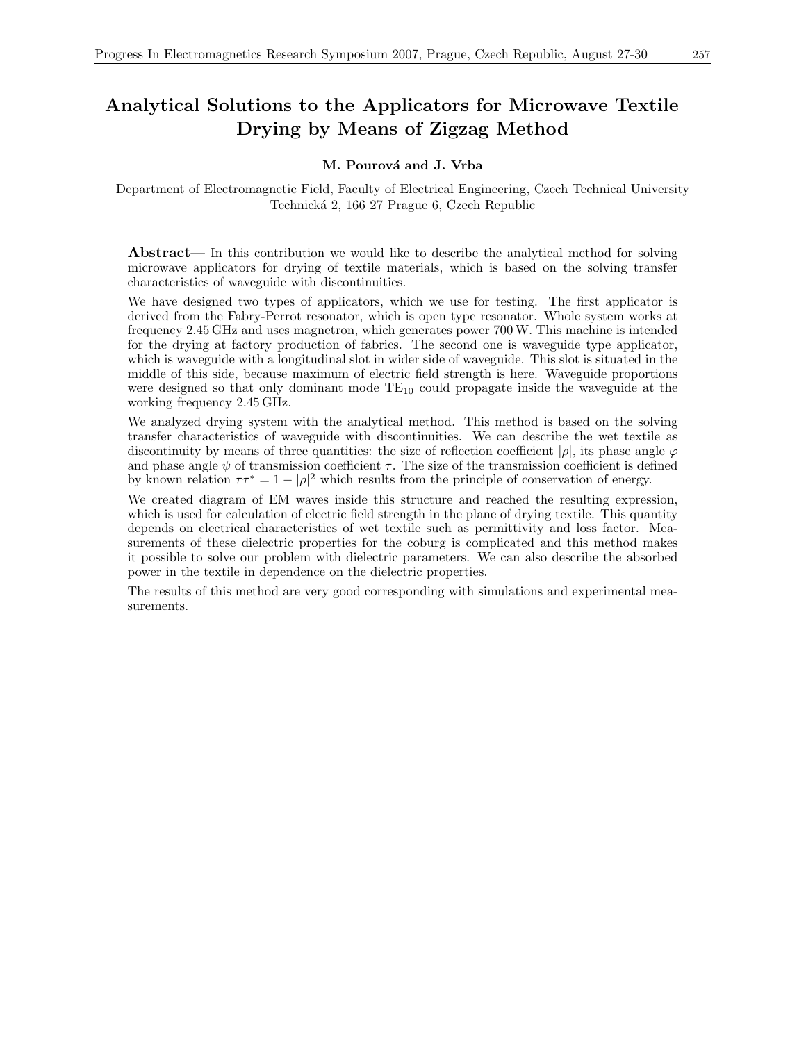# Analytical Solutions to the Applicators for Microwave Textile Drying by Means of Zigzag Method

**M. Pourová and J. Vrba**

Department of Electromagnetic Field, Faculty of Electrical Engineering, Czech Technical University
Technická 2, 166 27 Prague 6, Czech Republic

**Abstract**— In this contribution we would like to describe the analytical method for solving microwave applicators for drying of textile materials, which is based on the solving transfer characteristics of waveguide with discontinuities.

We have designed two types of applicators, which we use for testing. The first applicator is derived from the Fabry-Perrot resonator, which is open type resonator. Whole system works at frequency 2.45 GHz and uses magnetron, which generates power 700 W. This machine is intended for the drying at factory production of fabrics. The second one is waveguide type applicator, which is waveguide with a longitudinal slot in wider side of waveguide. This slot is situated in the middle of this side, because maximum of electric field strength is here. Waveguide proportions were designed so that only dominant mode $TE_{10}$ could propagate inside the waveguide at the working frequency 2.45 GHz.

We analyzed drying system with the analytical method. This method is based on the solving transfer characteristics of waveguide with discontinuities. We can describe the wet textile as discontinuity by means of three quantities: the size of reflection coefficient $|\rho|$, its phase angle $\varphi$ and phase angle $\psi$ of transmission coefficient $\tau$. The size of the transmission coefficient is defined by known relation $\tau\tau^* = 1 - |\rho|^2$ which results from the principle of conservation of energy.

We created diagram of EM waves inside this structure and reached the resulting expression, which is used for calculation of electric field strength in the plane of drying textile. This quantity depends on electrical characteristics of wet textile such as permittivity and loss factor. Measurements of these dielectric properties for the coburg is complicated and this method makes it possible to solve our problem with dielectric parameters. We can also describe the absorbed power in the textile in dependence on the dielectric properties.

The results of this method are very good corresponding with simulations and experimental measurements.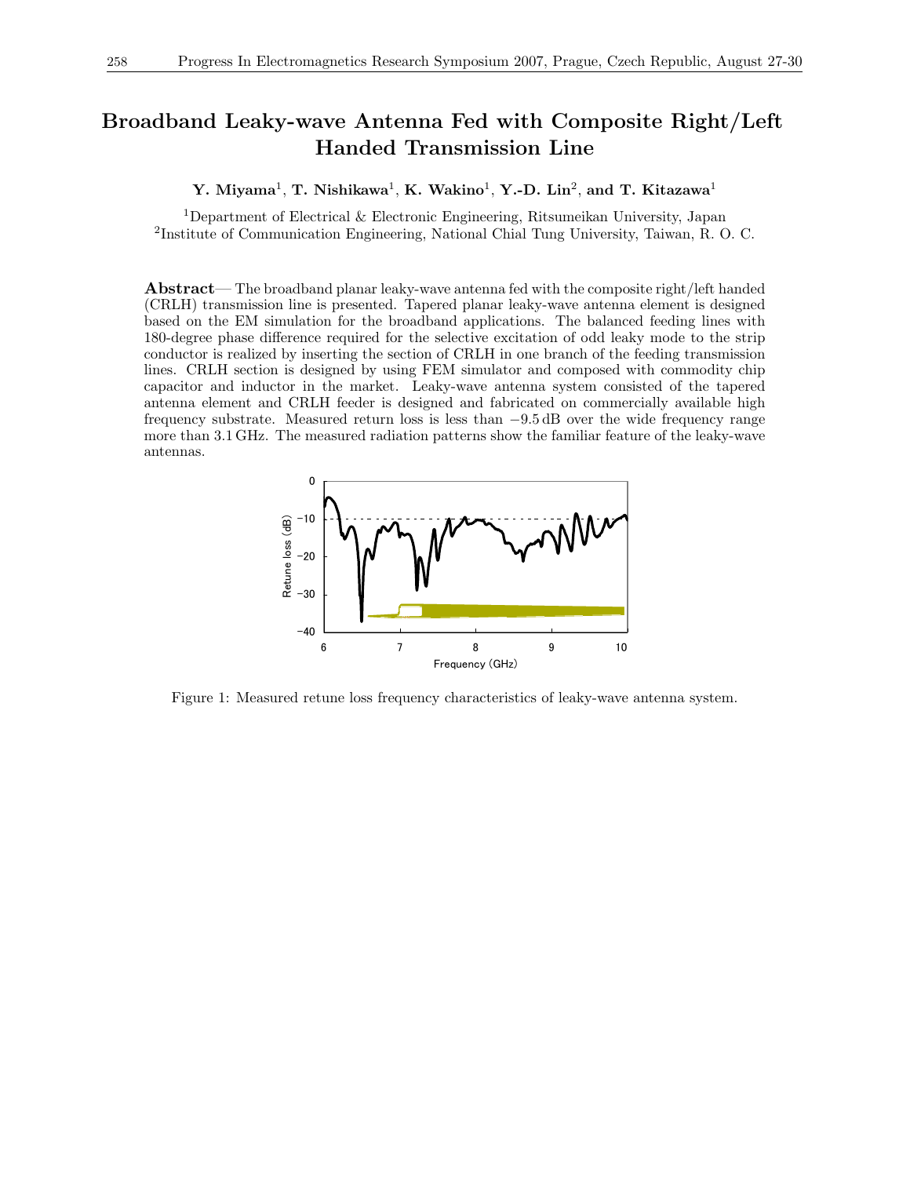# Broadband Leaky-wave Antenna Fed with Composite Right/Left Handed Transmission Line

**Y. Miyama**[1], **T. Nishikawa**[1], **K. Wakino**[1], **Y.-D. Lin**[2], **and T. Kitazawa**[1]

[1]Department of Electrical & Electronic Engineering, Ritsumeikan University, Japan
[2]Institute of Communication Engineering, National Chial Tung University, Taiwan, R. O. C.

**Abstract**— The broadband planar leaky-wave antenna fed with the composite right/left handed (CRLH) transmission line is presented. Tapered planar leaky-wave antenna element is designed based on the EM simulation for the broadband applications. The balanced feeding lines with 180-degree phase difference required for the selective excitation of odd leaky mode to the strip conductor is realized by inserting the section of CRLH in one branch of the feeding transmission lines. CRLH section is designed by using FEM simulator and composed with commodity chip capacitor and inductor in the market. Leaky-wave antenna system consisted of the tapered antenna element and CRLH feeder is designed and fabricated on commercially available high frequency substrate. Measured return loss is less than $-9.5$ dB over the wide frequency range more than 3.1 GHz. The measured radiation patterns show the familiar feature of the leaky-wave antennas.

Figure 1: Measured retune loss frequency characteristics of leaky-wave antenna system.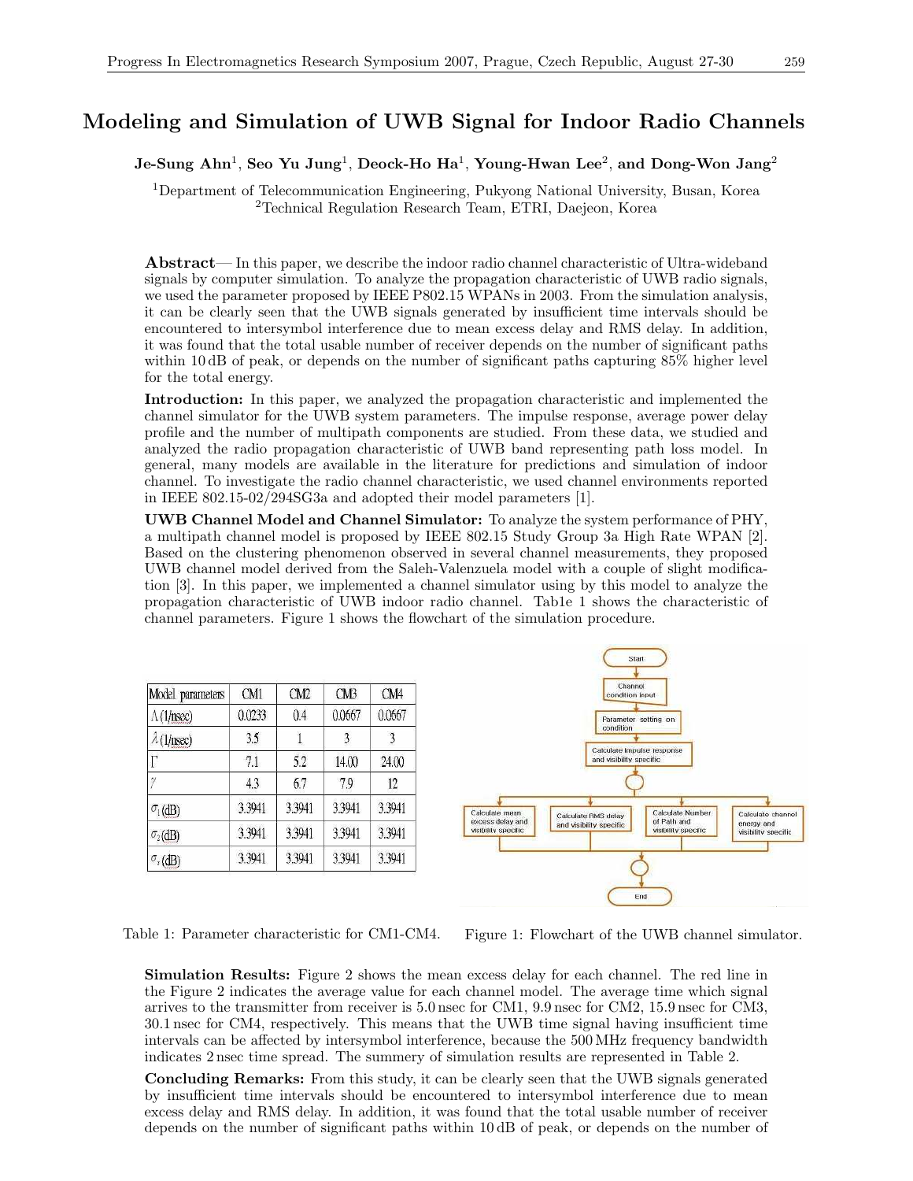# Modeling and Simulation of UWB Signal for Indoor Radio Channels

**Je-Sung Ahn**[1], **Seo Yu Jung**[1], **Deock-Ho Ha**[1], **Young-Hwan Lee**[2], **and Dong-Won Jang**[2]

[1]Department of Telecommunication Engineering, Pukyong National University, Busan, Korea
[2]Technical Regulation Research Team, ETRI, Daejeon, Korea

**Abstract**— In this paper, we describe the indoor radio channel characteristic of Ultra-wideband signals by computer simulation. To analyze the propagation characteristic of UWB radio signals, we used the parameter proposed by IEEE P802.15 WPANs in 2003. From the simulation analysis, it can be clearly seen that the UWB signals generated by insufficient time intervals should be encountered to intersymbol interference due to mean excess delay and RMS delay. In addition, it was found that the total usable number of receiver depends on the number of significant paths within 10 dB of peak, or depends on the number of significant paths capturing 85% higher level for the total energy.

**Introduction:** In this paper, we analyzed the propagation characteristic and implemented the channel simulator for the UWB system parameters. The impulse response, average power delay profile and the number of multipath components are studied. From these data, we studied and analyzed the radio propagation characteristic of UWB band representing path loss model. In general, many models are available in the literature for predictions and simulation of indoor channel. To investigate the radio channel characteristic, we used channel environments reported in IEEE 802.15-02/294SG3a and adopted their model parameters [1].

**UWB Channel Model and Channel Simulator:** To analyze the system performance of PHY, a multipath channel model is proposed by IEEE 802.15 Study Group 3a High Rate WPAN [2]. Based on the clustering phenomenon observed in several channel measurements, they proposed UWB channel model derived from the Saleh-Valenzuela model with a couple of slight modification [3]. In this paper, we implemented a channel simulator using by this model to analyze the propagation characteristic of UWB indoor radio channel. Tab1e 1 shows the characteristic of channel parameters. Figure 1 shows the flowchart of the simulation procedure.

| Model parameters | CM1 | CM2 | CM3 | CM4 |
|---|---|---|---|---|
| $\Lambda$ (1/nsec) | 0.0233 | 0.4 | 0.0667 | 0.0667 |
| $\lambda$ (1/nsec) | 3.5 | 1 | 3 | 3 |
| $\Gamma$ | 7.1 | 5.2 | 14.00 | 24.00 |
| $\gamma$ | 4.3 | 6.7 | 7.9 | 12 |
| $\sigma_1$ (dB) | 3.3941 | 3.3941 | 3.3941 | 3.3941 |
| $\sigma_2$ (dB) | 3.3941 | 3.3941 | 3.3941 | 3.3941 |
| $\sigma_x$ (dB) | 3.3941 | 3.3941 | 3.3941 | 3.3941 |

Table 1: Parameter characteristic for CM1-CM4.

Start → Channel condition input → Parameter setting on condition → Calculate impulse response and visibility specific → [Calculate mean excess delay and visibility specific | Calculate RMS delay and visibility specific | Calculate Number of Path and visibility specific | Calculate channel energy and visibility specific] → End

Figure 1: Flowchart of the UWB channel simulator.

**Simulation Results:** Figure 2 shows the mean excess delay for each channel. The red line in the Figure 2 indicates the average value for each channel model. The average time which signal arrives to the transmitter from receiver is 5.0 nsec for CM1, 9.9 nsec for CM2, 15.9 nsec for CM3, 30.1 nsec for CM4, respectively. This means that the UWB time signal having insufficient time intervals can be affected by intersymbol interference, because the 500 MHz frequency bandwidth indicates 2 nsec time spread. The summery of simulation results are represented in Table 2.

**Concluding Remarks:** From this study, it can be clearly seen that the UWB signals generated by insufficient time intervals should be encountered to intersymbol interference due to mean excess delay and RMS delay. In addition, it was found that the total usable number of receiver depends on the number of significant paths within 10 dB of peak, or depends on the number of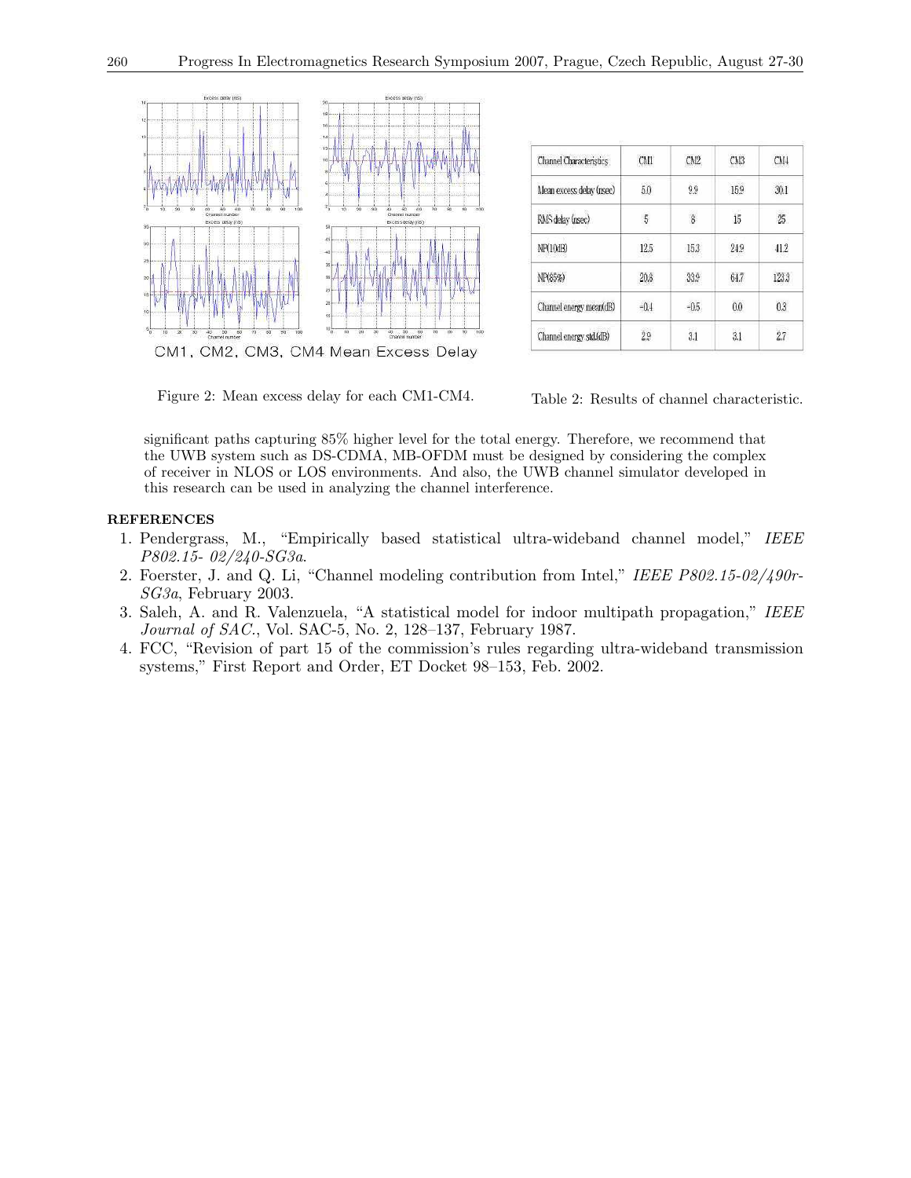Figure 2: Mean excess delay for each CM1-CM4.

| Channel Characteristics | CM1 | CM2 | CM3 | CM4 |
|---|---|---|---|---|
| Mean excess delay (nsec) | 5.0 | 9.9 | 15.9 | 30.1 |
| RMS delay (nsec) | 5 | 8 | 15 | 25 |
| NP(10dB) | 12.5 | 15.3 | 24.9 | 41.2 |
| NP(85%) | 20.8 | 33.9 | 64.7 | 123.3 |
| Channel energy mean(dB) | −0.4 | −0.5 | 0.0 | 0.3 |
| Channel energy std.(dB) | 2.9 | 3.1 | 3.1 | 2.7 |

Table 2: Results of channel characteristic.

significant paths capturing 85% higher level for the total energy. Therefore, we recommend that the UWB system such as DS-CDMA, MB-OFDM must be designed by considering the complex of receiver in NLOS or LOS environments. And also, the UWB channel simulator developed in this research can be used in analyzing the channel interference.

**REFERENCES**

1. Pendergrass, M., "Empirically based statistical ultra-wideband channel model," *IEEE P802.15- 02/240-SG3a*.
2. Foerster, J. and Q. Li, "Channel modeling contribution from Intel," *IEEE P802.15-02/490r-SG3a*, February 2003.
3. Saleh, A. and R. Valenzuela, "A statistical model for indoor multipath propagation," *IEEE Journal of SAC.*, Vol. SAC-5, No. 2, 128–137, February 1987.
4. FCC, "Revision of part 15 of the commission's rules regarding ultra-wideband transmission systems," First Report and Order, ET Docket 98–153, Feb. 2002.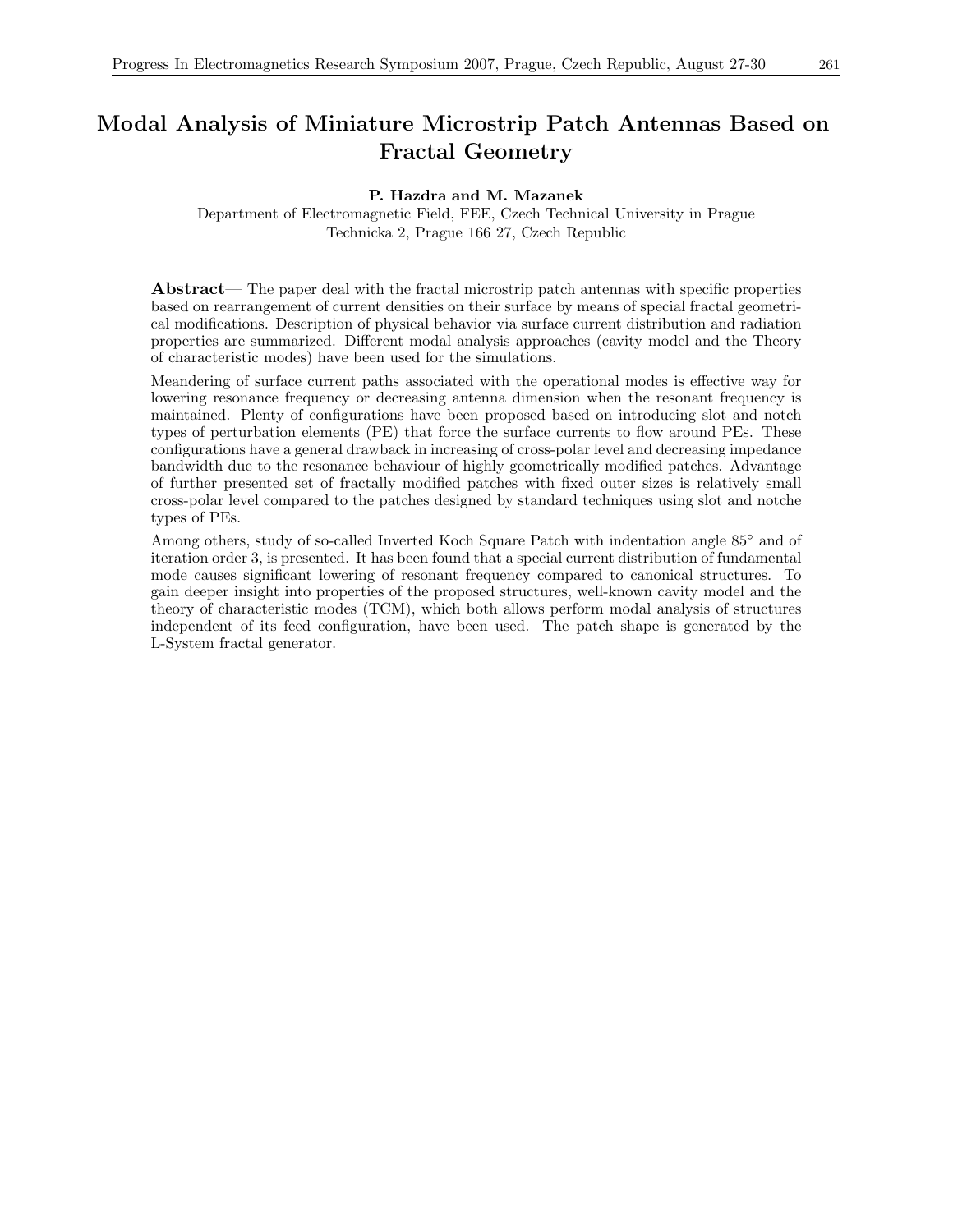# Modal Analysis of Miniature Microstrip Patch Antennas Based on Fractal Geometry

**P. Hazdra and M. Mazanek**

Department of Electromagnetic Field, FEE, Czech Technical University in Prague
Technicka 2, Prague 166 27, Czech Republic

**Abstract**— The paper deal with the fractal microstrip patch antennas with specific properties based on rearrangement of current densities on their surface by means of special fractal geometrical modifications. Description of physical behavior via surface current distribution and radiation properties are summarized. Different modal analysis approaches (cavity model and the Theory of characteristic modes) have been used for the simulations.

Meandering of surface current paths associated with the operational modes is effective way for lowering resonance frequency or decreasing antenna dimension when the resonant frequency is maintained. Plenty of configurations have been proposed based on introducing slot and notch types of perturbation elements (PE) that force the surface currents to flow around PEs. These configurations have a general drawback in increasing of cross-polar level and decreasing impedance bandwidth due to the resonance behaviour of highly geometrically modified patches. Advantage of further presented set of fractally modified patches with fixed outer sizes is relatively small cross-polar level compared to the patches designed by standard techniques using slot and notche types of PEs.

Among others, study of so-called Inverted Koch Square Patch with indentation angle 85° and of iteration order 3, is presented. It has been found that a special current distribution of fundamental mode causes significant lowering of resonant frequency compared to canonical structures. To gain deeper insight into properties of the proposed structures, well-known cavity model and the theory of characteristic modes (TCM), which both allows perform modal analysis of structures independent of its feed configuration, have been used. The patch shape is generated by the L-System fractal generator.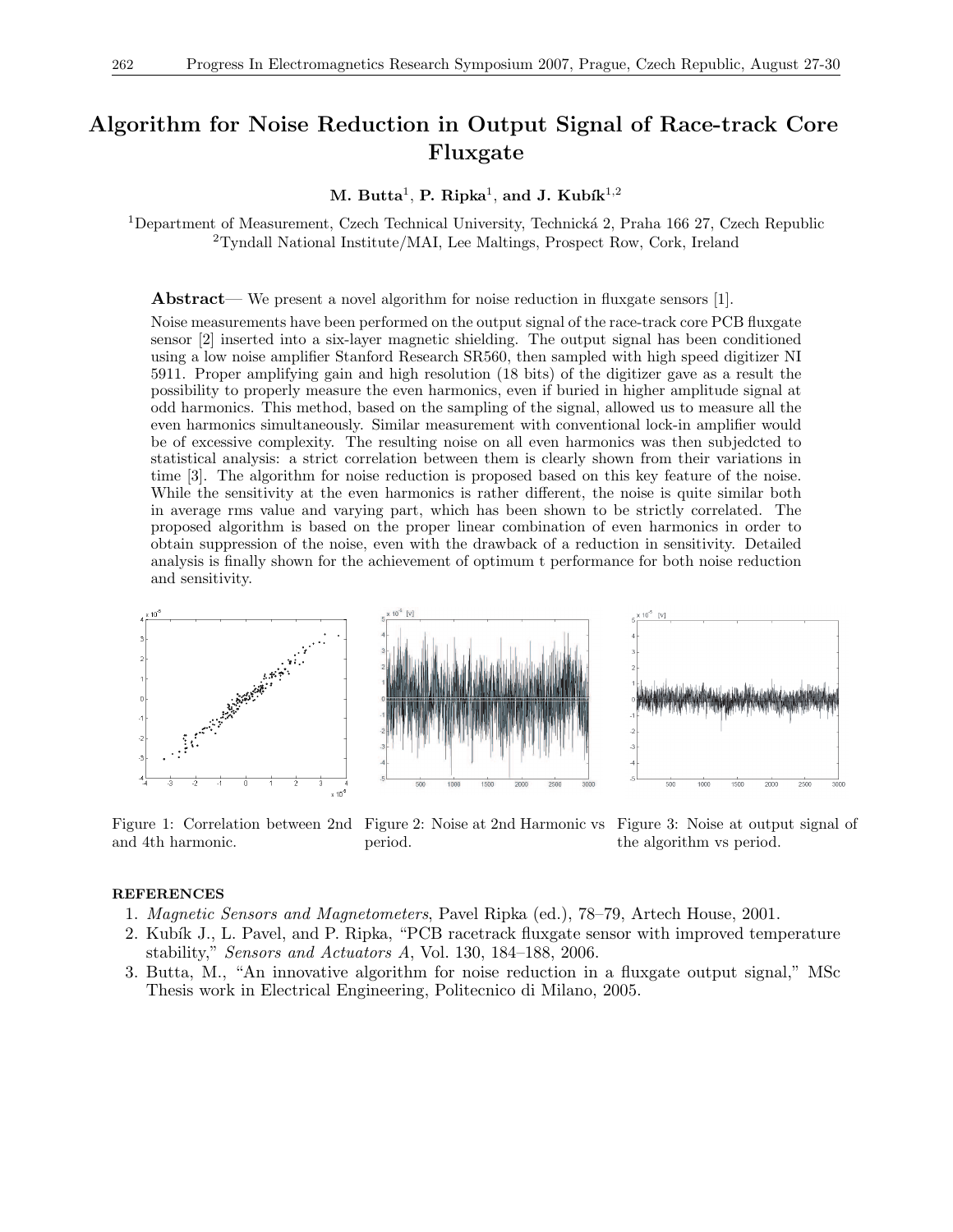# Algorithm for Noise Reduction in Output Signal of Race-track Core Fluxgate

**M. Butta**[1], **P. Ripka**[1], **and J. Kubík**[1,2]

[1]Department of Measurement, Czech Technical University, Technická 2, Praha 166 27, Czech Republic
[2]Tyndall National Institute/MAI, Lee Maltings, Prospect Row, Cork, Ireland

**Abstract**— We present a novel algorithm for noise reduction in fluxgate sensors [1].

Noise measurements have been performed on the output signal of the race-track core PCB fluxgate sensor [2] inserted into a six-layer magnetic shielding. The output signal has been conditioned using a low noise amplifier Stanford Research SR560, then sampled with high speed digitizer NI 5911. Proper amplifying gain and high resolution (18 bits) of the digitizer gave as a result the possibility to properly measure the even harmonics, even if buried in higher amplitude signal at odd harmonics. This method, based on the sampling of the signal, allowed us to measure all the even harmonics simultaneously. Similar measurement with conventional lock-in amplifier would be of excessive complexity. The resulting noise on all even harmonics was then subjedcted to statistical analysis: a strict correlation between them is clearly shown from their variations in time [3]. The algorithm for noise reduction is proposed based on this key feature of the noise. While the sensitivity at the even harmonics is rather different, the noise is quite similar both in average rms value and varying part, which has been shown to be strictly correlated. The proposed algorithm is based on the proper linear combination of even harmonics in order to obtain suppression of the noise, even with the drawback of a reduction in sensitivity. Detailed analysis is finally shown for the achievement of optimum t performance for both noise reduction and sensitivity.

Figure 1: Correlation between 2nd and 4th harmonic.

Figure 2: Noise at 2nd Harmonic vs period.

Figure 3: Noise at output signal of the algorithm vs period.

## REFERENCES

1. *Magnetic Sensors and Magnetometers*, Pavel Ripka (ed.), 78–79, Artech House, 2001.
2. Kubík J., L. Pavel, and P. Ripka, "PCB racetrack fluxgate sensor with improved temperature stability," *Sensors and Actuators A*, Vol. 130, 184–188, 2006.
3. Butta, M., "An innovative algorithm for noise reduction in a fluxgate output signal," MSc Thesis work in Electrical Engineering, Politecnico di Milano, 2005.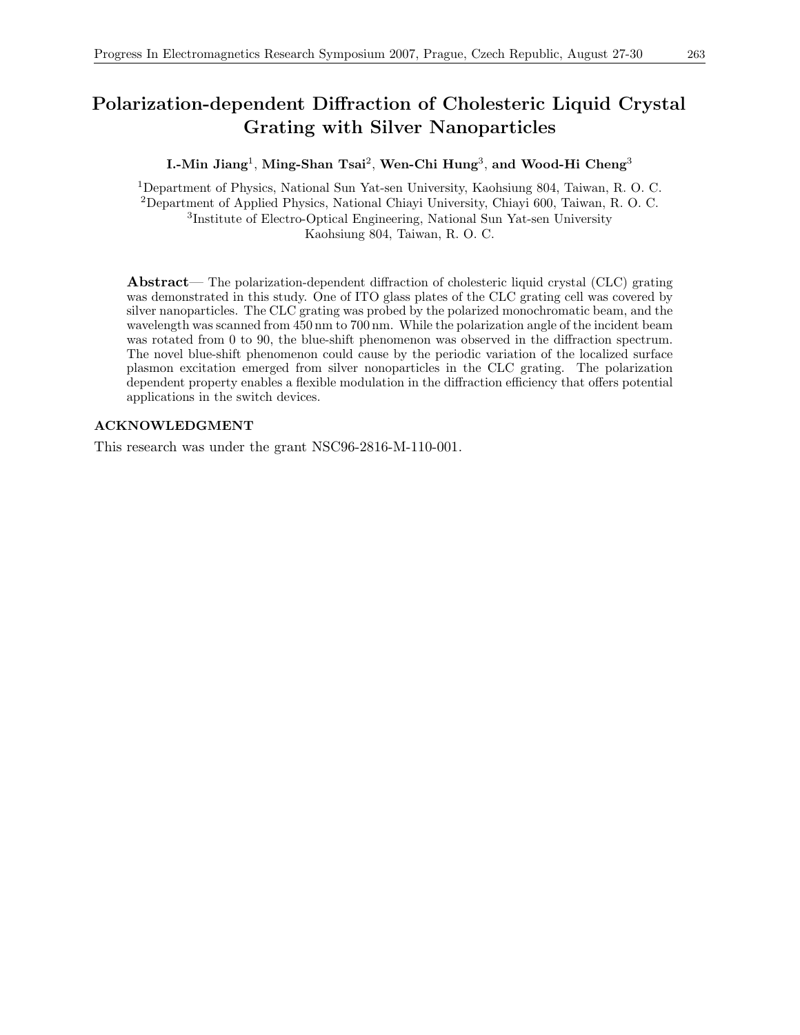# Polarization-dependent Diffraction of Cholesteric Liquid Crystal Grating with Silver Nanoparticles

**I.-Min Jiang**[1], **Ming-Shan Tsai**[2], **Wen-Chi Hung**[3], **and Wood-Hi Cheng**[3]

[1]Department of Physics, National Sun Yat-sen University, Kaohsiung 804, Taiwan, R. O. C.
[2]Department of Applied Physics, National Chiayi University, Chiayi 600, Taiwan, R. O. C.
[3]Institute of Electro-Optical Engineering, National Sun Yat-sen University
Kaohsiung 804, Taiwan, R. O. C.

**Abstract**— The polarization-dependent diffraction of cholesteric liquid crystal (CLC) grating was demonstrated in this study. One of ITO glass plates of the CLC grating cell was covered by silver nanoparticles. The CLC grating was probed by the polarized monochromatic beam, and the wavelength was scanned from 450 nm to 700 nm. While the polarization angle of the incident beam was rotated from 0 to 90, the blue-shift phenomenon was observed in the diffraction spectrum. The novel blue-shift phenomenon could cause by the periodic variation of the localized surface plasmon excitation emerged from silver nonoparticles in the CLC grating. The polarization dependent property enables a flexible modulation in the diffraction efficiency that offers potential applications in the switch devices.

## ACKNOWLEDGMENT

This research was under the grant NSC96-2816-M-110-001.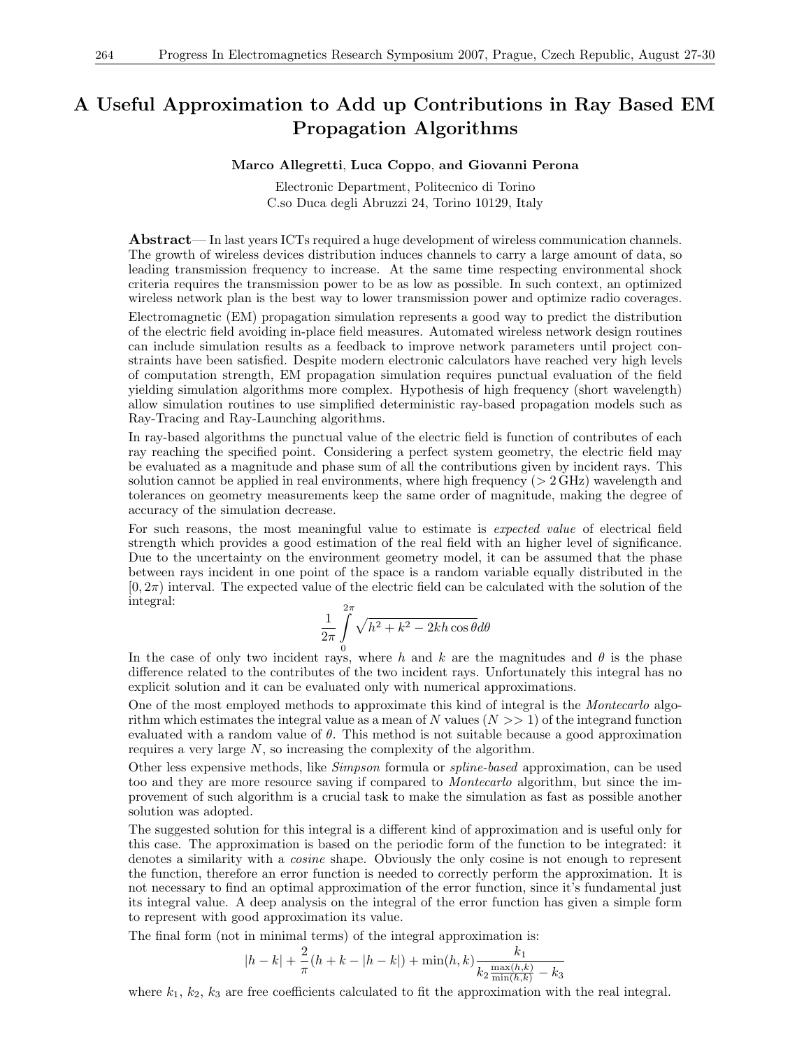# A Useful Approximation to Add up Contributions in Ray Based EM Propagation Algorithms

**Marco Allegretti**, **Luca Coppo**, **and Giovanni Perona**

Electronic Department, Politecnico di Torino
C.so Duca degli Abruzzi 24, Torino 10129, Italy

**Abstract**— In last years ICTs required a huge development of wireless communication channels. The growth of wireless devices distribution induces channels to carry a large amount of data, so leading transmission frequency to increase. At the same time respecting environmental shock criteria requires the transmission power to be as low as possible. In such context, an optimized wireless network plan is the best way to lower transmission power and optimize radio coverages.

Electromagnetic (EM) propagation simulation represents a good way to predict the distribution of the electric field avoiding in-place field measures. Automated wireless network design routines can include simulation results as a feedback to improve network parameters until project constraints have been satisfied. Despite modern electronic calculators have reached very high levels of computation strength, EM propagation simulation requires punctual evaluation of the field yielding simulation algorithms more complex. Hypothesis of high frequency (short wavelength) allow simulation routines to use simplified deterministic ray-based propagation models such as Ray-Tracing and Ray-Launching algorithms.

In ray-based algorithms the punctual value of the electric field is function of contributes of each ray reaching the specified point. Considering a perfect system geometry, the electric field may be evaluated as a magnitude and phase sum of all the contributions given by incident rays. This solution cannot be applied in real environments, where high frequency ($> 2$ GHz) wavelength and tolerances on geometry measurements keep the same order of magnitude, making the degree of accuracy of the simulation decrease.

For such reasons, the most meaningful value to estimate is *expected value* of electrical field strength which provides a good estimation of the real field with an higher level of significance. Due to the uncertainty on the environment geometry model, it can be assumed that the phase between rays incident in one point of the space is a random variable equally distributed in the $[0, 2\pi)$ interval. The expected value of the electric field can be calculated with the solution of the integral:

$$\frac{1}{2\pi}\int_{0}^{2\pi}\sqrt{h^2+k^2-2kh\cos\theta}\,d\theta$$

In the case of only two incident rays, where $h$ and $k$ are the magnitudes and $\theta$ is the phase difference related to the contributes of the two incident rays. Unfortunately this integral has no explicit solution and it can be evaluated only with numerical approximations.

One of the most employed methods to approximate this kind of integral is the *Montecarlo* algorithm which estimates the integral value as a mean of $N$ values ($N >> 1$) of the integrand function evaluated with a random value of $\theta$. This method is not suitable because a good approximation requires a very large $N$, so increasing the complexity of the algorithm.

Other less expensive methods, like *Simpson* formula or *spline-based* approximation, can be used too and they are more resource saving if compared to *Montecarlo* algorithm, but since the improvement of such algorithm is a crucial task to make the simulation as fast as possible another solution was adopted.

The suggested solution for this integral is a different kind of approximation and is useful only for this case. The approximation is based on the periodic form of the function to be integrated: it denotes a similarity with a *cosine* shape. Obviously the only cosine is not enough to represent the function, therefore an error function is needed to correctly perform the approximation. It is not necessary to find an optimal approximation of the error function, since it's fundamental just its integral value. A deep analysis on the integral of the error function has given a simple form to represent with good approximation its value.

The final form (not in minimal terms) of the integral approximation is:

$$|h-k|+\frac{2}{\pi}(h+k-|h-k|)+\min(h,k)\frac{k_1}{k_2\frac{\max(h,k)}{\min(h,k)}-k_3}$$

where $k_1$, $k_2$, $k_3$ are free coefficients calculated to fit the approximation with the real integral.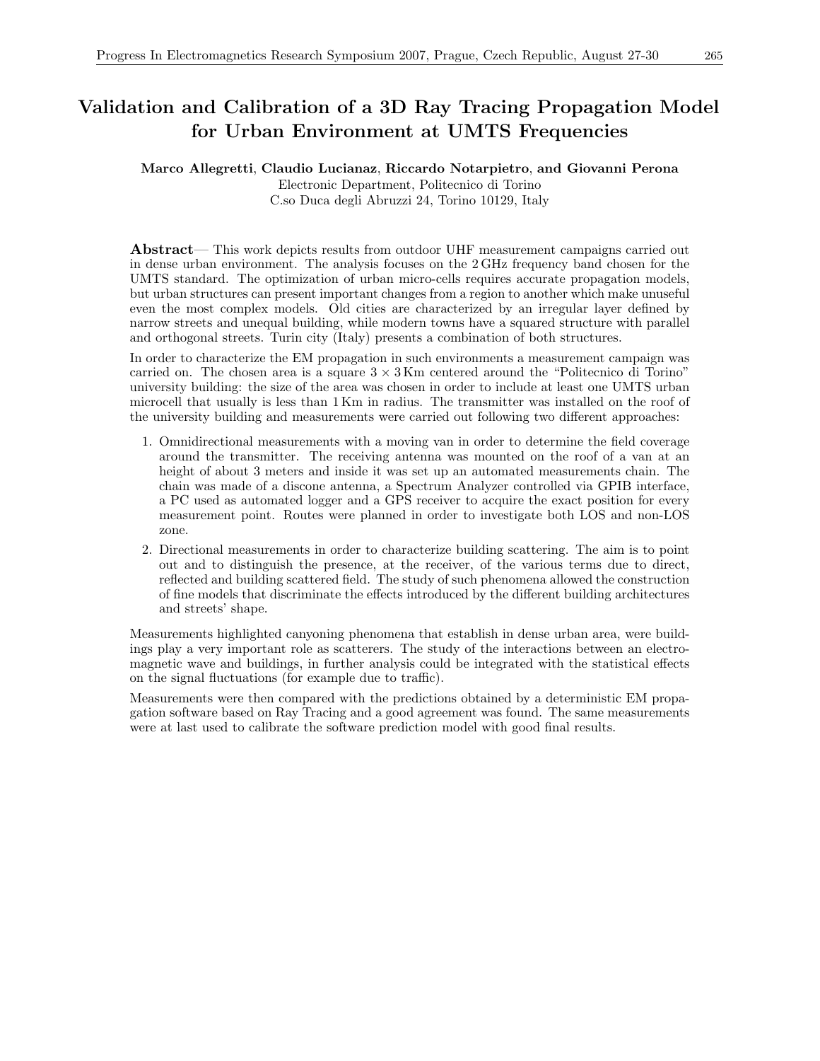# Validation and Calibration of a 3D Ray Tracing Propagation Model for Urban Environment at UMTS Frequencies

**Marco Allegretti**, **Claudio Lucianaz**, **Riccardo Notarpietro**, **and Giovanni Perona**
Electronic Department, Politecnico di Torino
C.so Duca degli Abruzzi 24, Torino 10129, Italy

**Abstract**— This work depicts results from outdoor UHF measurement campaigns carried out in dense urban environment. The analysis focuses on the 2 GHz frequency band chosen for the UMTS standard. The optimization of urban micro-cells requires accurate propagation models, but urban structures can present important changes from a region to another which make unuseful even the most complex models. Old cities are characterized by an irregular layer defined by narrow streets and unequal building, while modern towns have a squared structure with parallel and orthogonal streets. Turin city (Italy) presents a combination of both structures.

In order to characterize the EM propagation in such environments a measurement campaign was carried on. The chosen area is a square $3 \times 3$ Km centered around the "Politecnico di Torino" university building: the size of the area was chosen in order to include at least one UMTS urban microcell that usually is less than 1 Km in radius. The transmitter was installed on the roof of the university building and measurements were carried out following two different approaches:

1. Omnidirectional measurements with a moving van in order to determine the field coverage around the transmitter. The receiving antenna was mounted on the roof of a van at an height of about 3 meters and inside it was set up an automated measurements chain. The chain was made of a discone antenna, a Spectrum Analyzer controlled via GPIB interface, a PC used as automated logger and a GPS receiver to acquire the exact position for every measurement point. Routes were planned in order to investigate both LOS and non-LOS zone.
2. Directional measurements in order to characterize building scattering. The aim is to point out and to distinguish the presence, at the receiver, of the various terms due to direct, reflected and building scattered field. The study of such phenomena allowed the construction of fine models that discriminate the effects introduced by the different building architectures and streets' shape.

Measurements highlighted canyoning phenomena that establish in dense urban area, were buildings play a very important role as scatterers. The study of the interactions between an electromagnetic wave and buildings, in further analysis could be integrated with the statistical effects on the signal fluctuations (for example due to traffic).

Measurements were then compared with the predictions obtained by a deterministic EM propagation software based on Ray Tracing and a good agreement was found. The same measurements were at last used to calibrate the software prediction model with good final results.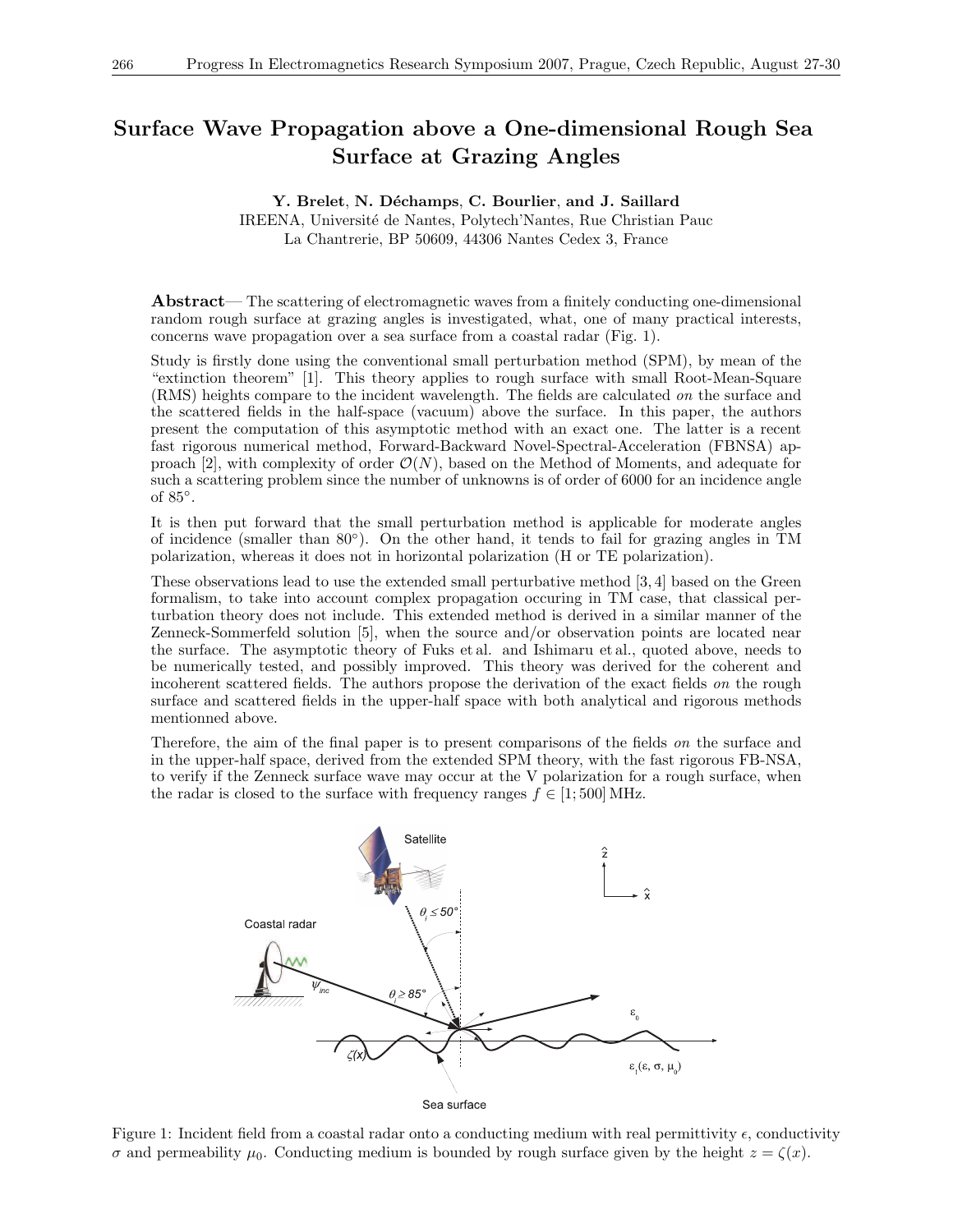# Surface Wave Propagation above a One-dimensional Rough Sea Surface at Grazing Angles

**Y. Brelet**, **N. Déchamps**, **C. Bourlier**, **and J. Saillard**
IREENA, Université de Nantes, Polytech'Nantes, Rue Christian Pauc
La Chantrerie, BP 50609, 44306 Nantes Cedex 3, France

**Abstract**— The scattering of electromagnetic waves from a finitely conducting one-dimensional random rough surface at grazing angles is investigated, what, one of many practical interests, concerns wave propagation over a sea surface from a coastal radar (Fig. 1).

Study is firstly done using the conventional small perturbation method (SPM), by mean of the "extinction theorem" [1]. This theory applies to rough surface with small Root-Mean-Square (RMS) heights compare to the incident wavelength. The fields are calculated *on* the surface and the scattered fields in the half-space (vacuum) above the surface. In this paper, the authors present the computation of this asymptotic method with an exact one. The latter is a recent fast rigorous numerical method, Forward-Backward Novel-Spectral-Acceleration (FBNSA) approach [2], with complexity of order $\mathcal{O}(N)$, based on the Method of Moments, and adequate for such a scattering problem since the number of unknowns is of order of 6000 for an incidence angle of 85°.

It is then put forward that the small perturbation method is applicable for moderate angles of incidence (smaller than 80°). On the other hand, it tends to fail for grazing angles in TM polarization, whereas it does not in horizontal polarization (H or TE polarization).

These observations lead to use the extended small perturbative method [3, 4] based on the Green formalism, to take into account complex propagation occuring in TM case, that classical perturbation theory does not include. This extended method is derived in a similar manner of the Zenneck-Sommerfeld solution [5], when the source and/or observation points are located near the surface. The asymptotic theory of Fuks et al. and Ishimaru et al., quoted above, needs to be numerically tested, and possibly improved. This theory was derived for the coherent and incoherent scattered fields. The authors propose the derivation of the exact fields *on* the rough surface and scattered fields in the upper-half space with both analytical and rigorous methods mentionned above.

Therefore, the aim of the final paper is to present comparisons of the fields *on* the surface and in the upper-half space, derived from the extended SPM theory, with the fast rigorous FB-NSA, to verify if the Zenneck surface wave may occur at the V polarization for a rough surface, when the radar is closed to the surface with frequency ranges $f \in [1; 500]$ MHz.

Figure 1: Incident field from a coastal radar onto a conducting medium with real permittivity $\epsilon$, conductivity $\sigma$ and permeability $\mu_0$. Conducting medium is bounded by rough surface given by the height $z = \zeta(x)$.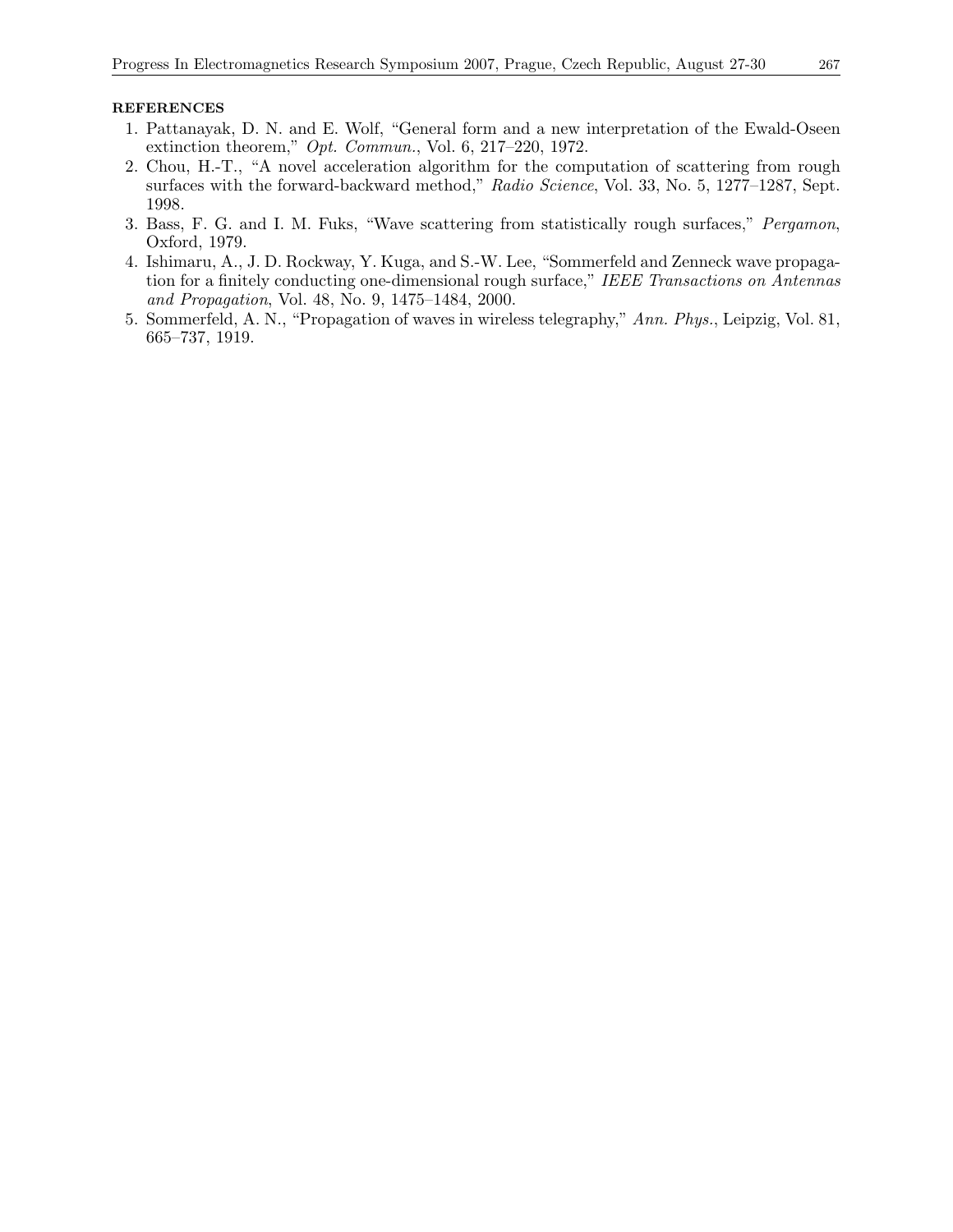**REFERENCES**

1. Pattanayak, D. N. and E. Wolf, "General form and a new interpretation of the Ewald-Oseen extinction theorem," *Opt. Commun.*, Vol. 6, 217–220, 1972.
2. Chou, H.-T., "A novel acceleration algorithm for the computation of scattering from rough surfaces with the forward-backward method," *Radio Science*, Vol. 33, No. 5, 1277–1287, Sept. 1998.
3. Bass, F. G. and I. M. Fuks, "Wave scattering from statistically rough surfaces," *Pergamon*, Oxford, 1979.
4. Ishimaru, A., J. D. Rockway, Y. Kuga, and S.-W. Lee, "Sommerfeld and Zenneck wave propagation for a finitely conducting one-dimensional rough surface," *IEEE Transactions on Antennas and Propagation*, Vol. 48, No. 9, 1475–1484, 2000.
5. Sommerfeld, A. N., "Propagation of waves in wireless telegraphy," *Ann. Phys.*, Leipzig, Vol. 81, 665–737, 1919.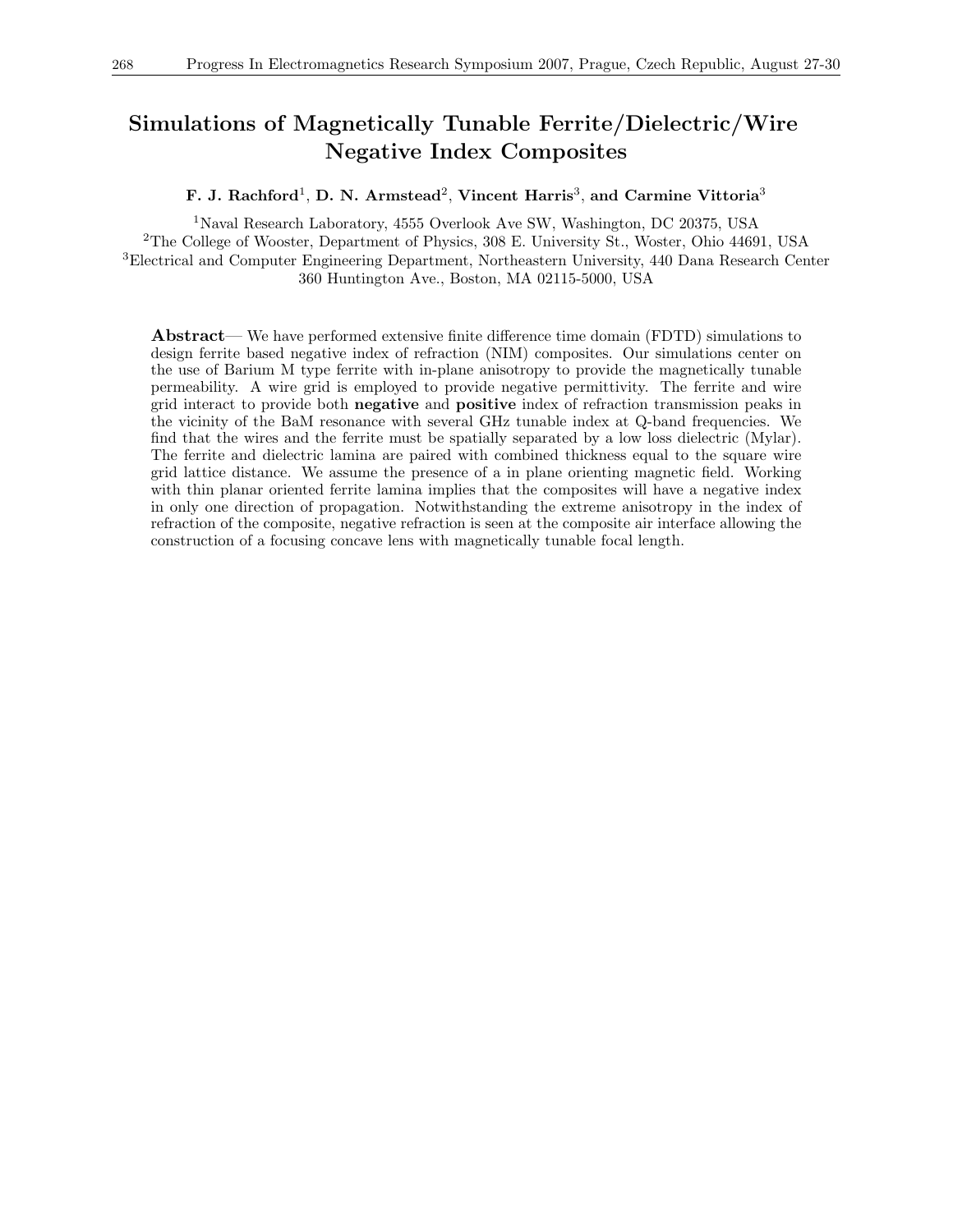# Simulations of Magnetically Tunable Ferrite/Dielectric/Wire Negative Index Composites

**F. J. Rachford**[1], **D. N. Armstead**[2], **Vincent Harris**[3], **and Carmine Vittoria**[3]

[1]Naval Research Laboratory, 4555 Overlook Ave SW, Washington, DC 20375, USA
[2]The College of Wooster, Department of Physics, 308 E. University St., Woster, Ohio 44691, USA
[3]Electrical and Computer Engineering Department, Northeastern University, 440 Dana Research Center 360 Huntington Ave., Boston, MA 02115-5000, USA

**Abstract**— We have performed extensive finite difference time domain (FDTD) simulations to design ferrite based negative index of refraction (NIM) composites. Our simulations center on the use of Barium M type ferrite with in-plane anisotropy to provide the magnetically tunable permeability. A wire grid is employed to provide negative permittivity. The ferrite and wire grid interact to provide both **negative** and **positive** index of refraction transmission peaks in the vicinity of the BaM resonance with several GHz tunable index at Q-band frequencies. We find that the wires and the ferrite must be spatially separated by a low loss dielectric (Mylar). The ferrite and dielectric lamina are paired with combined thickness equal to the square wire grid lattice distance. We assume the presence of a in plane orienting magnetic field. Working with thin planar oriented ferrite lamina implies that the composites will have a negative index in only one direction of propagation. Notwithstanding the extreme anisotropy in the index of refraction of the composite, negative refraction is seen at the composite air interface allowing the construction of a focusing concave lens with magnetically tunable focal length.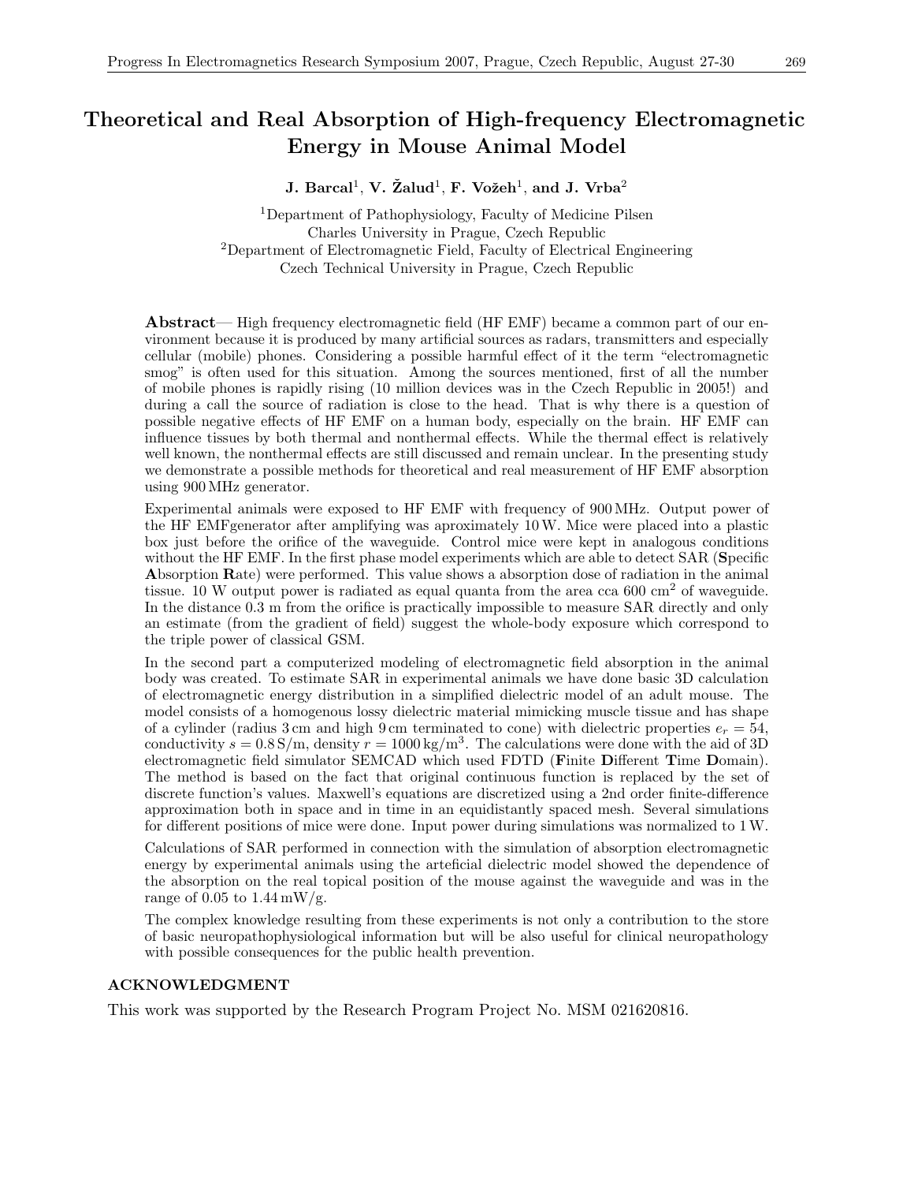# Theoretical and Real Absorption of High-frequency Electromagnetic Energy in Mouse Animal Model

**J. Barcal**[1], **V. Žalud**[1], **F. Vožeh**[1], **and J. Vrba**[2]

[1]Department of Pathophysiology, Faculty of Medicine Pilsen
Charles University in Prague, Czech Republic
[2]Department of Electromagnetic Field, Faculty of Electrical Engineering
Czech Technical University in Prague, Czech Republic

**Abstract**— High frequency electromagnetic field (HF EMF) became a common part of our environment because it is produced by many artificial sources as radars, transmitters and especially cellular (mobile) phones. Considering a possible harmful effect of it the term "electromagnetic smog" is often used for this situation. Among the sources mentioned, first of all the number of mobile phones is rapidly rising (10 million devices was in the Czech Republic in 2005!) and during a call the source of radiation is close to the head. That is why there is a question of possible negative effects of HF EMF on a human body, especially on the brain. HF EMF can influence tissues by both thermal and nonthermal effects. While the thermal effect is relatively well known, the nonthermal effects are still discussed and remain unclear. In the presenting study we demonstrate a possible methods for theoretical and real measurement of HF EMF absorption using 900 MHz generator.

Experimental animals were exposed to HF EMF with frequency of 900 MHz. Output power of the HF EMFgenerator after amplifying was aproximately 10 W. Mice were placed into a plastic box just before the orifice of the waveguide. Control mice were kept in analogous conditions without the HF EMF. In the first phase model experiments which are able to detect SAR (**S**pecific **A**bsorption **R**ate) were performed. This value shows a absorption dose of radiation in the animal tissue. 10 W output power is radiated as equal quanta from the area cca 600 $\text{cm}^2$ of waveguide. In the distance 0.3 m from the orifice is practically impossible to measure SAR directly and only an estimate (from the gradient of field) suggest the whole-body exposure which correspond to the triple power of classical GSM.

In the second part a computerized modeling of electromagnetic field absorption in the animal body was created. To estimate SAR in experimental animals we have done basic 3D calculation of electromagnetic energy distribution in a simplified dielectric model of an adult mouse. The model consists of a homogenous lossy dielectric material mimicking muscle tissue and has shape of a cylinder (radius 3 cm and high 9 cm terminated to cone) with dielectric properties $e_r = 54$, conductivity $s = 0.8\,\text{S/m}$, density $r = 1000\,\text{kg/m}^3$. The calculations were done with the aid of 3D electromagnetic field simulator SEMCAD which used FDTD (**F**inite **D**ifferent **T**ime **D**omain). The method is based on the fact that original continuous function is replaced by the set of discrete function's values. Maxwell's equations are discretized using a 2nd order finite-difference approximation both in space and in time in an equidistantly spaced mesh. Several simulations for different positions of mice were done. Input power during simulations was normalized to 1 W.

Calculations of SAR performed in connection with the simulation of absorption electromagnetic energy by experimental animals using the arteficial dielectric model showed the dependence of the absorption on the real topical position of the mouse against the waveguide and was in the range of 0.05 to 1.44 mW/g.

The complex knowledge resulting from these experiments is not only a contribution to the store of basic neuropathophysiological information but will be also useful for clinical neuropathology with possible consequences for the public health prevention.

## ACKNOWLEDGMENT

This work was supported by the Research Program Project No. MSM 021620816.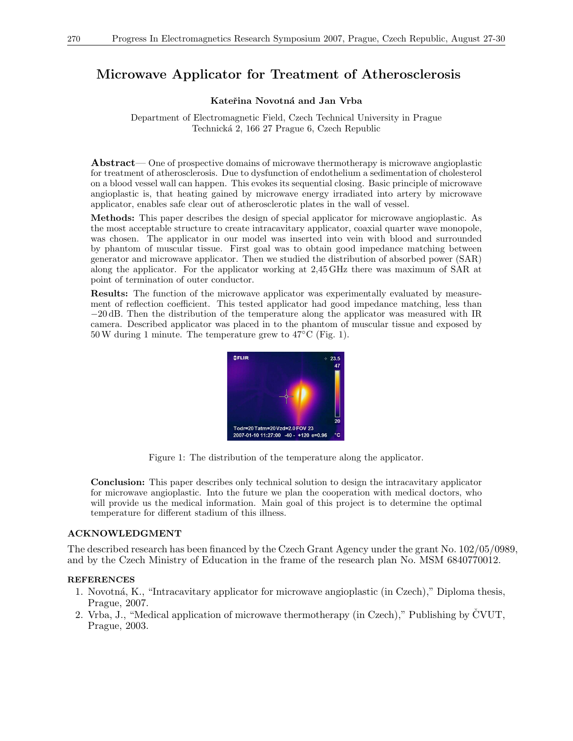# Microwave Applicator for Treatment of Atherosclerosis

**Kateřina Novotná and Jan Vrba**

Department of Electromagnetic Field, Czech Technical University in Prague
Technická 2, 166 27 Prague 6, Czech Republic

**Abstract**— One of prospective domains of microwave thermotherapy is microwave angioplastic for treatment of atherosclerosis. Due to dysfunction of endothelium a sedimentation of cholesterol on a blood vessel wall can happen. This evokes its sequential closing. Basic principle of microwave angioplastic is, that heating gained by microwave energy irradiated into artery by microwave applicator, enables safe clear out of atherosclerotic plates in the wall of vessel.

**Methods:** This paper describes the design of special applicator for microwave angioplastic. As the most acceptable structure to create intracavitary applicator, coaxial quarter wave monopole, was chosen. The applicator in our model was inserted into vein with blood and surrounded by phantom of muscular tissue. First goal was to obtain good impedance matching between generator and microwave applicator. Then we studied the distribution of absorbed power (SAR) along the applicator. For the applicator working at 2,45 GHz there was maximum of SAR at point of termination of outer conductor.

**Results:** The function of the microwave applicator was experimentally evaluated by measurement of reflection coefficient. This tested applicator had good impedance matching, less than −20 dB. Then the distribution of the temperature along the applicator was measured with IR camera. Described applicator was placed in to the phantom of muscular tissue and exposed by 50 W during 1 minute. The temperature grew to 47°C (Fig. 1).

Figure 1: The distribution of the temperature along the applicator.

**Conclusion:** This paper describes only technical solution to design the intracavitary applicator for microwave angioplastic. Into the future we plan the cooperation with medical doctors, who will provide us the medical information. Main goal of this project is to determine the optimal temperature for different stadium of this illness.

## ACKNOWLEDGMENT

The described research has been financed by the Czech Grant Agency under the grant No. 102/05/0989, and by the Czech Ministry of Education in the frame of the research plan No. MSM 6840770012.

## REFERENCES

1. Novotná, K., "Intracavitary applicator for microwave angioplastic (in Czech)," Diploma thesis, Prague, 2007.
2. Vrba, J., "Medical application of microwave thermotherapy (in Czech)," Publishing by ČVUT, Prague, 2003.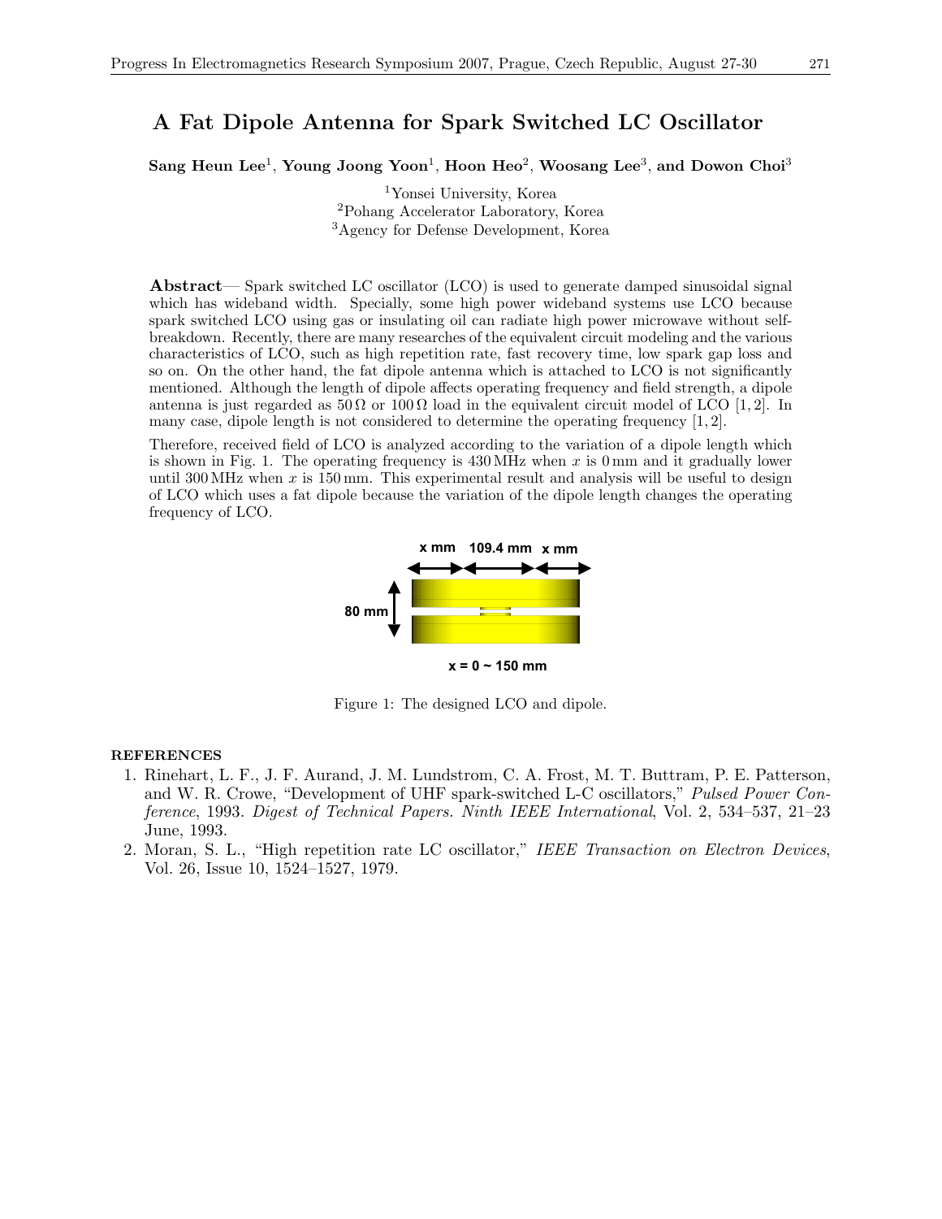# A Fat Dipole Antenna for Spark Switched LC Oscillator

**Sang Heun Lee**[1], **Young Joong Yoon**[1], **Hoon Heo**[2], **Woosang Lee**[3], **and Dowon Choi**[3]

[1]Yonsei University, Korea
[2]Pohang Accelerator Laboratory, Korea
[3]Agency for Defense Development, Korea

**Abstract**— Spark switched LC oscillator (LCO) is used to generate damped sinusoidal signal which has wideband width. Specially, some high power wideband systems use LCO because spark switched LCO using gas or insulating oil can radiate high power microwave without self-breakdown. Recently, there are many researches of the equivalent circuit modeling and the various characteristics of LCO, such as high repetition rate, fast recovery time, low spark gap loss and so on. On the other hand, the fat dipole antenna which is attached to LCO is not significantly mentioned. Although the length of dipole affects operating frequency and field strength, a dipole antenna is just regarded as $50\,\Omega$ or $100\,\Omega$ load in the equivalent circuit model of LCO [1, 2]. In many case, dipole length is not considered to determine the operating frequency [1, 2].

Therefore, received field of LCO is analyzed according to the variation of a dipole length which is shown in Fig. 1. The operating frequency is 430 MHz when $x$ is 0 mm and it gradually lower until 300 MHz when $x$ is 150 mm. This experimental result and analysis will be useful to design of LCO which uses a fat dipole because the variation of the dipole length changes the operating frequency of LCO.

x mm | 109.4 mm | x mm

80 mm

x = 0 ~ 150 mm

Figure 1: The designed LCO and dipole.

## REFERENCES

1. Rinehart, L. F., J. F. Aurand, J. M. Lundstrom, C. A. Frost, M. T. Buttram, P. E. Patterson, and W. R. Crowe, "Development of UHF spark-switched L-C oscillators," *Pulsed Power Conference*, 1993. *Digest of Technical Papers. Ninth IEEE International*, Vol. 2, 534–537, 21–23 June, 1993.
2. Moran, S. L., "High repetition rate LC oscillator," *IEEE Transaction on Electron Devices*, Vol. 26, Issue 10, 1524–1527, 1979.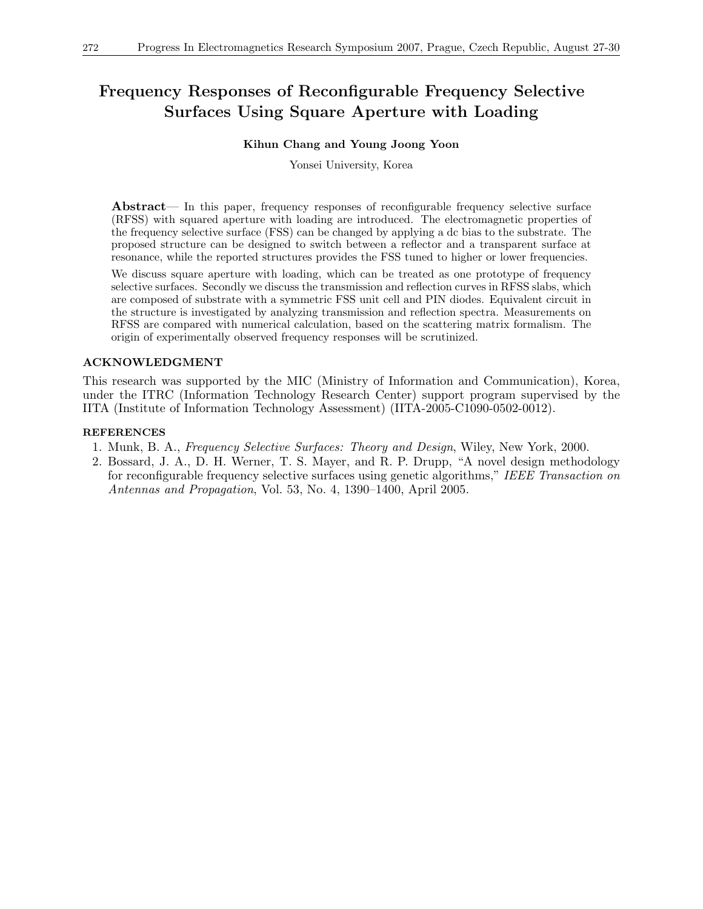# Frequency Responses of Reconfigurable Frequency Selective Surfaces Using Square Aperture with Loading

**Kihun Chang and Young Joong Yoon**

Yonsei University, Korea

**Abstract**— In this paper, frequency responses of reconfigurable frequency selective surface (RFSS) with squared aperture with loading are introduced. The electromagnetic properties of the frequency selective surface (FSS) can be changed by applying a dc bias to the substrate. The proposed structure can be designed to switch between a reflector and a transparent surface at resonance, while the reported structures provides the FSS tuned to higher or lower frequencies.

We discuss square aperture with loading, which can be treated as one prototype of frequency selective surfaces. Secondly we discuss the transmission and reflection curves in RFSS slabs, which are composed of substrate with a symmetric FSS unit cell and PIN diodes. Equivalent circuit in the structure is investigated by analyzing transmission and reflection spectra. Measurements on RFSS are compared with numerical calculation, based on the scattering matrix formalism. The origin of experimentally observed frequency responses will be scrutinized.

## ACKNOWLEDGMENT

This research was supported by the MIC (Ministry of Information and Communication), Korea, under the ITRC (Information Technology Research Center) support program supervised by the IITA (Institute of Information Technology Assessment) (IITA-2005-C1090-0502-0012).

## REFERENCES

1. Munk, B. A., *Frequency Selective Surfaces: Theory and Design*, Wiley, New York, 2000.
2. Bossard, J. A., D. H. Werner, T. S. Mayer, and R. P. Drupp, "A novel design methodology for reconfigurable frequency selective surfaces using genetic algorithms," *IEEE Transaction on Antennas and Propagation*, Vol. 53, No. 4, 1390–1400, April 2005.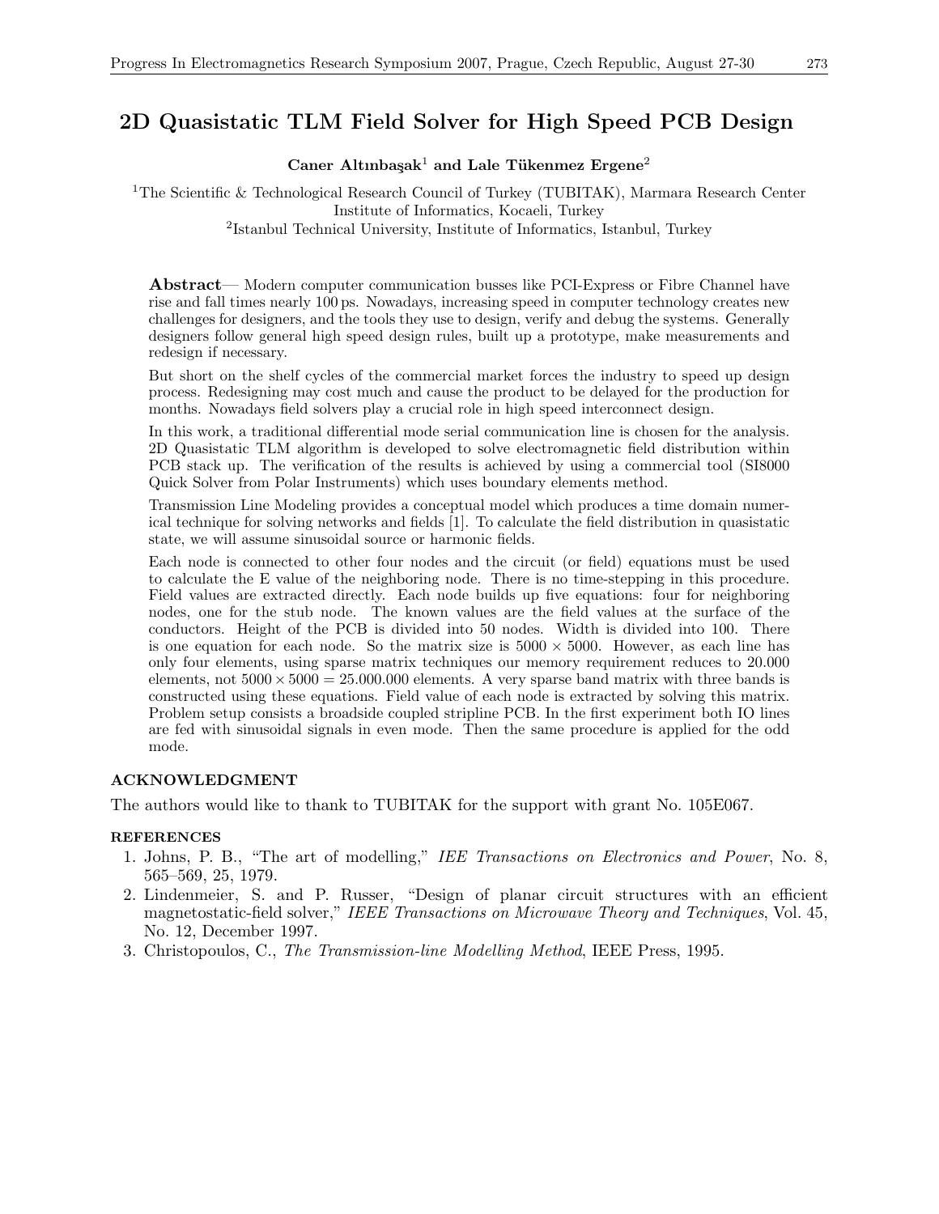# 2D Quasistatic TLM Field Solver for High Speed PCB Design

**Caner Altınbaşak[1] and Lale Tükenmez Ergene[2]**

[1]The Scientific & Technological Research Council of Turkey (TUBITAK), Marmara Research Center Institute of Informatics, Kocaeli, Turkey
[2]Istanbul Technical University, Institute of Informatics, Istanbul, Turkey

**Abstract**— Modern computer communication busses like PCI-Express or Fibre Channel have rise and fall times nearly 100 ps. Nowadays, increasing speed in computer technology creates new challenges for designers, and the tools they use to design, verify and debug the systems. Generally designers follow general high speed design rules, built up a prototype, make measurements and redesign if necessary.

But short on the shelf cycles of the commercial market forces the industry to speed up design process. Redesigning may cost much and cause the product to be delayed for the production for months. Nowadays field solvers play a crucial role in high speed interconnect design.

In this work, a traditional differential mode serial communication line is chosen for the analysis. 2D Quasistatic TLM algorithm is developed to solve electromagnetic field distribution within PCB stack up. The verification of the results is achieved by using a commercial tool (SI8000 Quick Solver from Polar Instruments) which uses boundary elements method.

Transmission Line Modeling provides a conceptual model which produces a time domain numerical technique for solving networks and fields [1]. To calculate the field distribution in quasistatic state, we will assume sinusoidal source or harmonic fields.

Each node is connected to other four nodes and the circuit (or field) equations must be used to calculate the E value of the neighboring node. There is no time-stepping in this procedure. Field values are extracted directly. Each node builds up five equations: four for neighboring nodes, one for the stub node. The known values are the field values at the surface of the conductors. Height of the PCB is divided into 50 nodes. Width is divided into 100. There is one equation for each node. So the matrix size is $5000 \times 5000$. However, as each line has only four elements, using sparse matrix techniques our memory requirement reduces to 20.000 elements, not $5000 \times 5000 = 25.000.000$ elements. A very sparse band matrix with three bands is constructed using these equations. Field value of each node is extracted by solving this matrix. Problem setup consists a broadside coupled stripline PCB. In the first experiment both IO lines are fed with sinusoidal signals in even mode. Then the same procedure is applied for the odd mode.

## ACKNOWLEDGMENT

The authors would like to thank to TUBITAK for the support with grant No. 105E067.

## REFERENCES

1. Johns, P. B., "The art of modelling," *IEE Transactions on Electronics and Power*, No. 8, 565–569, 25, 1979.
2. Lindenmeier, S. and P. Russer, "Design of planar circuit structures with an efficient magnetostatic-field solver," *IEEE Transactions on Microwave Theory and Techniques*, Vol. 45, No. 12, December 1997.
3. Christopoulos, C., *The Transmission-line Modelling Method*, IEEE Press, 1995.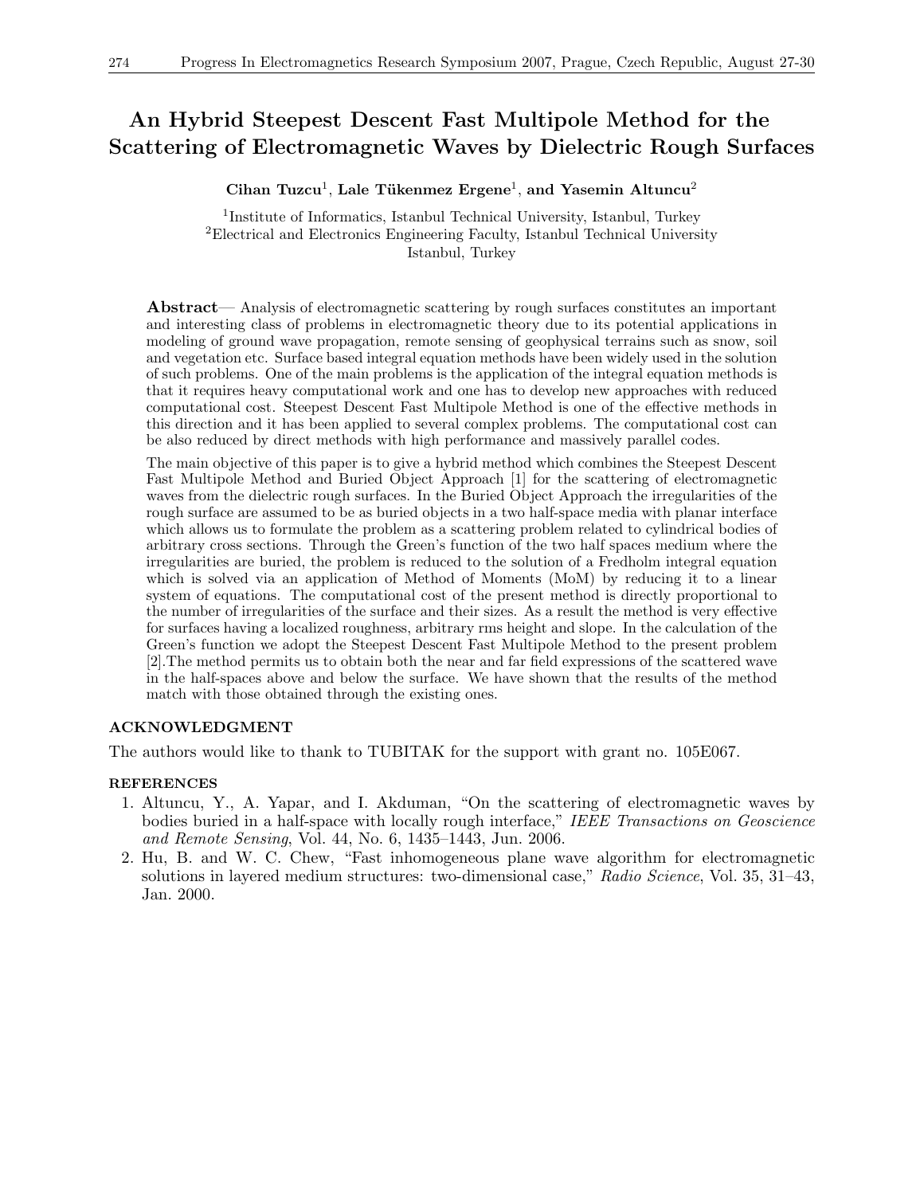# An Hybrid Steepest Descent Fast Multipole Method for the Scattering of Electromagnetic Waves by Dielectric Rough Surfaces

**Cihan Tuzcu**[1], **Lale Tükenmez Ergene**[1], **and Yasemin Altuncu**[2]

[1]Institute of Informatics, Istanbul Technical University, Istanbul, Turkey
[2]Electrical and Electronics Engineering Faculty, Istanbul Technical University Istanbul, Turkey

**Abstract**— Analysis of electromagnetic scattering by rough surfaces constitutes an important and interesting class of problems in electromagnetic theory due to its potential applications in modeling of ground wave propagation, remote sensing of geophysical terrains such as snow, soil and vegetation etc. Surface based integral equation methods have been widely used in the solution of such problems. One of the main problems is the application of the integral equation methods is that it requires heavy computational work and one has to develop new approaches with reduced computational cost. Steepest Descent Fast Multipole Method is one of the effective methods in this direction and it has been applied to several complex problems. The computational cost can be also reduced by direct methods with high performance and massively parallel codes.

The main objective of this paper is to give a hybrid method which combines the Steepest Descent Fast Multipole Method and Buried Object Approach [1] for the scattering of electromagnetic waves from the dielectric rough surfaces. In the Buried Object Approach the irregularities of the rough surface are assumed to be as buried objects in a two half-space media with planar interface which allows us to formulate the problem as a scattering problem related to cylindrical bodies of arbitrary cross sections. Through the Green's function of the two half spaces medium where the irregularities are buried, the problem is reduced to the solution of a Fredholm integral equation which is solved via an application of Method of Moments (MoM) by reducing it to a linear system of equations. The computational cost of the present method is directly proportional to the number of irregularities of the surface and their sizes. As a result the method is very effective for surfaces having a localized roughness, arbitrary rms height and slope. In the calculation of the Green's function we adopt the Steepest Descent Fast Multipole Method to the present problem [2].The method permits us to obtain both the near and far field expressions of the scattered wave in the half-spaces above and below the surface. We have shown that the results of the method match with those obtained through the existing ones.

## ACKNOWLEDGMENT

The authors would like to thank to TUBITAK for the support with grant no. 105E067.

## REFERENCES

1. Altuncu, Y., A. Yapar, and I. Akduman, "On the scattering of electromagnetic waves by bodies buried in a half-space with locally rough interface," *IEEE Transactions on Geoscience and Remote Sensing*, Vol. 44, No. 6, 1435–1443, Jun. 2006.
2. Hu, B. and W. C. Chew, "Fast inhomogeneous plane wave algorithm for electromagnetic solutions in layered medium structures: two-dimensional case," *Radio Science*, Vol. 35, 31–43, Jan. 2000.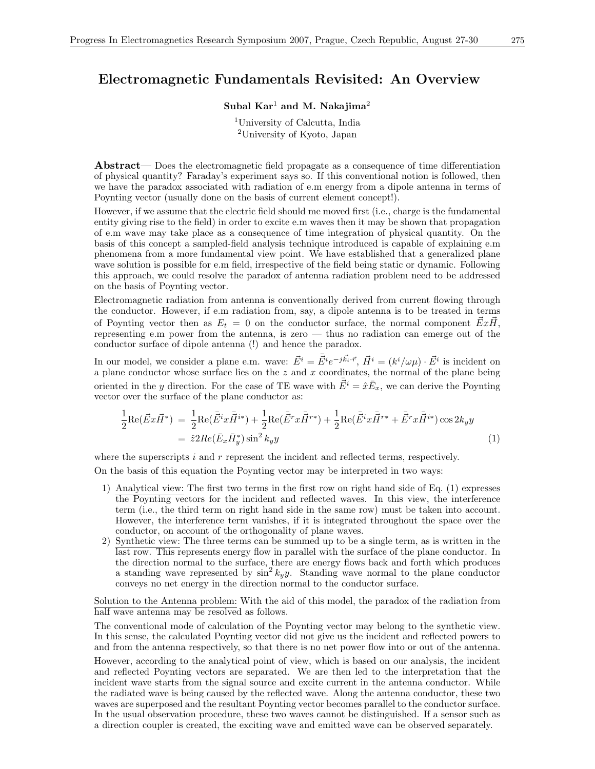# Electromagnetic Fundamentals Revisited: An Overview

**Subal Kar[1] and M. Nakajima[2]**

[1]University of Calcutta, India
[2]University of Kyoto, Japan

**Abstract**— Does the electromagnetic field propagate as a consequence of time differentiation of physical quantity? Faraday's experiment says so. If this conventional notion is followed, then we have the paradox associated with radiation of e.m energy from a dipole antenna in terms of Poynting vector (usually done on the basis of current element concept!).

However, if we assume that the electric field should me moved first (i.e., charge is the fundamental entity giving rise to the field) in order to excite e.m waves then it may be shown that propagation of e.m wave may take place as a consequence of time integration of physical quantity. On the basis of this concept a sampled-field analysis technique introduced is capable of explaining e.m phenomena from a more fundamental view point. We have established that a generalized plane wave solution is possible for e.m field, irrespective of the field being static or dynamic. Following this approach, we could resolve the paradox of antenna radiation problem need to be addressed on the basis of Poynting vector.

Electromagnetic radiation from antenna is conventionally derived from current flowing through the conductor. However, if e.m radiation from, say, a dipole antenna is to be treated in terms of Poynting vector then as $E_t = 0$ on the conductor surface, the normal component $\vec{E}x\vec{H}$, representing e.m power from the antenna, is zero — thus no radiation can emerge out of the conductor surface of dipole antenna (!) and hence the paradox.

In our model, we consider a plane e.m. wave: $\vec{E}^i = \bar{\vec{E}}^i e^{-j\vec{k}_i \cdot \vec{r}}$, $\vec{H}^i = (k^i/\omega\mu) \cdot \vec{E}^i$ is incident on a plane conductor whose surface lies on the $z$ and $x$ coordinates, the normal of the plane being oriented in the $y$ direction. For the case of TE wave with $\bar{\vec{E}}^i = \hat{x}\bar{E}_x$, we can derive the Poynting vector over the surface of the plane conductor as:

$$\begin{aligned}\frac{1}{2}\text{Re}(\vec{E}x\vec{H}^*) &= \frac{1}{2}\text{Re}(\bar{\vec{E}}^i x\bar{\vec{H}}^{i*}) + \frac{1}{2}\text{Re}(\bar{\vec{E}}^r x\bar{\vec{H}}^{r*}) + \frac{1}{2}\text{Re}(\bar{\vec{E}}^i x\bar{\vec{H}}^{r*} + \bar{\vec{E}}^r x\bar{\vec{H}}^{i*})\cos 2k_y y \\ &= \hat{z}2Re(\bar{E}_x\bar{H}_y^*)\sin^2 k_y y \end{aligned} \tag{1}$$

where the superscripts $i$ and $r$ represent the incident and reflected terms, respectively.

On the basis of this equation the Poynting vector may be interpreted in two ways:

1) Analytical view: The first two terms in the first row on right hand side of Eq. (1) expresses the Poynting vectors for the incident and reflected waves. In this view, the interference term (i.e., the third term on right hand side in the same row) must be taken into account. However, the interference term vanishes, if it is integrated throughout the space over the conductor, on account of the orthogonality of plane waves.
2) Synthetic view: The three terms can be summed up to be a single term, as is written in the last row. This represents energy flow in parallel with the surface of the plane conductor. In the direction normal to the surface, there are energy flows back and forth which produces a standing wave represented by $\sin^2 k_y y$. Standing wave normal to the plane conductor conveys no net energy in the direction normal to the conductor surface.

Solution to the Antenna problem: With the aid of this model, the paradox of the radiation from half wave antenna may be resolved as follows.

The conventional mode of calculation of the Poynting vector may belong to the synthetic view. In this sense, the calculated Poynting vector did not give us the incident and reflected powers to and from the antenna respectively, so that there is no net power flow into or out of the antenna.

However, according to the analytical point of view, which is based on our analysis, the incident and reflected Poynting vectors are separated. We are then led to the interpretation that the incident wave starts from the signal source and excite current in the antenna conductor. While the radiated wave is being caused by the reflected wave. Along the antenna conductor, these two waves are superposed and the resultant Poynting vector becomes parallel to the conductor surface. In the usual observation procedure, these two waves cannot be distinguished. If a sensor such as a direction coupler is created, the exciting wave and emitted wave can be observed separately.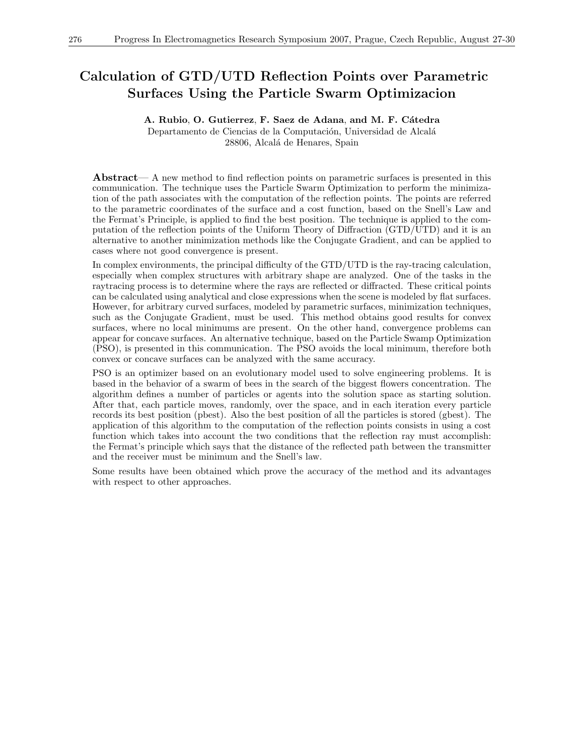# Calculation of GTD/UTD Reflection Points over Parametric Surfaces Using the Particle Swarm Optimizacion

**A. Rubio, O. Gutierrez, F. Saez de Adana, and M. F. Cátedra**

Departamento de Ciencias de la Computación, Universidad de Alcalá
28806, Alcalá de Henares, Spain

**Abstract**— A new method to find reflection points on parametric surfaces is presented in this communication. The technique uses the Particle Swarm Optimization to perform the minimization of the path associates with the computation of the reflection points. The points are referred to the parametric coordinates of the surface and a cost function, based on the Snell's Law and the Fermat's Principle, is applied to find the best position. The technique is applied to the computation of the reflection points of the Uniform Theory of Diffraction (GTD/UTD) and it is an alternative to another minimization methods like the Conjugate Gradient, and can be applied to cases where not good convergence is present.

In complex environments, the principal difficulty of the GTD/UTD is the ray-tracing calculation, especially when complex structures with arbitrary shape are analyzed. One of the tasks in the raytracing process is to determine where the rays are reflected or diffracted. These critical points can be calculated using analytical and close expressions when the scene is modeled by flat surfaces. However, for arbitrary curved surfaces, modeled by parametric surfaces, minimization techniques, such as the Conjugate Gradient, must be used. This method obtains good results for convex surfaces, where no local minimums are present. On the other hand, convergence problems can appear for concave surfaces. An alternative technique, based on the Particle Swamp Optimization (PSO), is presented in this communication. The PSO avoids the local minimum, therefore both convex or concave surfaces can be analyzed with the same accuracy.

PSO is an optimizer based on an evolutionary model used to solve engineering problems. It is based in the behavior of a swarm of bees in the search of the biggest flowers concentration. The algorithm defines a number of particles or agents into the solution space as starting solution. After that, each particle moves, randomly, over the space, and in each iteration every particle records its best position (pbest). Also the best position of all the particles is stored (gbest). The application of this algorithm to the computation of the reflection points consists in using a cost function which takes into account the two conditions that the reflection ray must accomplish: the Fermat's principle which says that the distance of the reflected path between the transmitter and the receiver must be minimum and the Snell's law.

Some results have been obtained which prove the accuracy of the method and its advantages with respect to other approaches.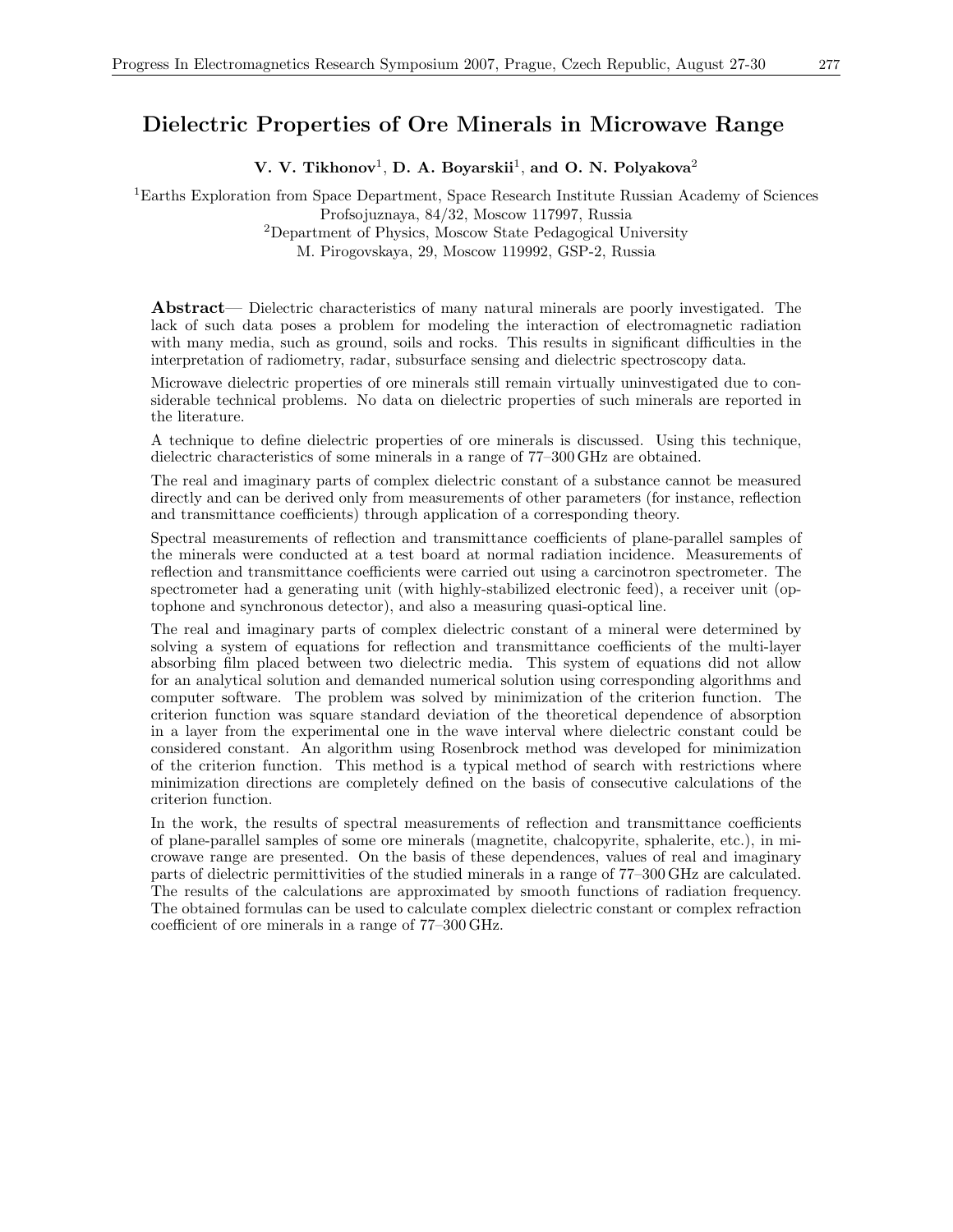# Dielectric Properties of Ore Minerals in Microwave Range

**V. V. Tikhonov**[1], **D. A. Boyarskii**[1], **and O. N. Polyakova**[2]

[1]Earths Exploration from Space Department, Space Research Institute Russian Academy of Sciences
Profsojuznaya, 84/32, Moscow 117997, Russia
[2]Department of Physics, Moscow State Pedagogical University
M. Pirogovskaya, 29, Moscow 119992, GSP-2, Russia

**Abstract**— Dielectric characteristics of many natural minerals are poorly investigated. The lack of such data poses a problem for modeling the interaction of electromagnetic radiation with many media, such as ground, soils and rocks. This results in significant difficulties in the interpretation of radiometry, radar, subsurface sensing and dielectric spectroscopy data.

Microwave dielectric properties of ore minerals still remain virtually uninvestigated due to considerable technical problems. No data on dielectric properties of such minerals are reported in the literature.

A technique to define dielectric properties of ore minerals is discussed. Using this technique, dielectric characteristics of some minerals in a range of 77–300 GHz are obtained.

The real and imaginary parts of complex dielectric constant of a substance cannot be measured directly and can be derived only from measurements of other parameters (for instance, reflection and transmittance coefficients) through application of a corresponding theory.

Spectral measurements of reflection and transmittance coefficients of plane-parallel samples of the minerals were conducted at a test board at normal radiation incidence. Measurements of reflection and transmittance coefficients were carried out using a carcinotron spectrometer. The spectrometer had a generating unit (with highly-stabilized electronic feed), a receiver unit (optophone and synchronous detector), and also a measuring quasi-optical line.

The real and imaginary parts of complex dielectric constant of a mineral were determined by solving a system of equations for reflection and transmittance coefficients of the multi-layer absorbing film placed between two dielectric media. This system of equations did not allow for an analytical solution and demanded numerical solution using corresponding algorithms and computer software. The problem was solved by minimization of the criterion function. The criterion function was square standard deviation of the theoretical dependence of absorption in a layer from the experimental one in the wave interval where dielectric constant could be considered constant. An algorithm using Rosenbrock method was developed for minimization of the criterion function. This method is a typical method of search with restrictions where minimization directions are completely defined on the basis of consecutive calculations of the criterion function.

In the work, the results of spectral measurements of reflection and transmittance coefficients of plane-parallel samples of some ore minerals (magnetite, chalcopyrite, sphalerite, etc.), in microwave range are presented. On the basis of these dependences, values of real and imaginary parts of dielectric permittivities of the studied minerals in a range of 77–300 GHz are calculated. The results of the calculations are approximated by smooth functions of radiation frequency. The obtained formulas can be used to calculate complex dielectric constant or complex refraction coefficient of ore minerals in a range of 77–300 GHz.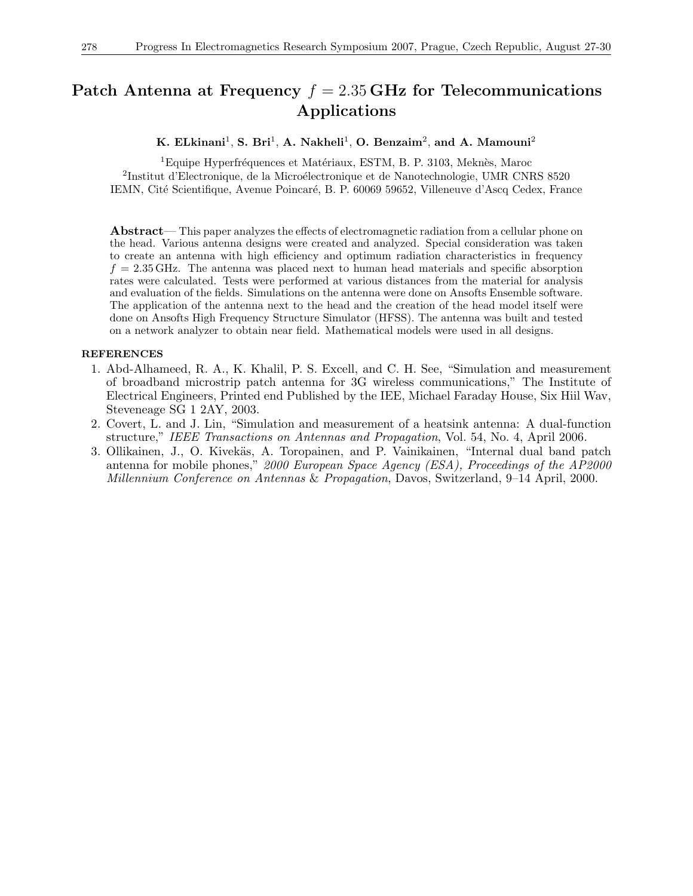# Patch Antenna at Frequency $f = 2.35$ GHz for Telecommunications Applications

**K. ELkinani**[1], **S. Bri**[1], **A. Nakheli**[1], **O. Benzaim**[2], **and A. Mamouni**[2]

[1]Equipe Hyperfréquences et Matériaux, ESTM, B. P. 3103, Meknès, Maroc
[2]Institut d'Electronique, de la Microélectronique et de Nanotechnologie, UMR CNRS 8520 IEMN, Cité Scientifique, Avenue Poincaré, B. P. 60069 59652, Villeneuve d'Ascq Cedex, France

**Abstract**— This paper analyzes the effects of electromagnetic radiation from a cellular phone on the head. Various antenna designs were created and analyzed. Special consideration was taken to create an antenna with high efficiency and optimum radiation characteristics in frequency $f = 2.35$ GHz. The antenna was placed next to human head materials and specific absorption rates were calculated. Tests were performed at various distances from the material for analysis and evaluation of the fields. Simulations on the antenna were done on Ansofts Ensemble software. The application of the antenna next to the head and the creation of the head model itself were done on Ansofts High Frequency Structure Simulator (HFSS). The antenna was built and tested on a network analyzer to obtain near field. Mathematical models were used in all designs.

## REFERENCES

1. Abd-Alhameed, R. A., K. Khalil, P. S. Excell, and C. H. See, "Simulation and measurement of broadband microstrip patch antenna for 3G wireless communications," The Institute of Electrical Engineers, Printed end Published by the IEE, Michael Faraday House, Six Hiil Wav, Steveneage SG 1 2AY, 2003.
2. Covert, L. and J. Lin, "Simulation and measurement of a heatsink antenna: A dual-function structure," *IEEE Transactions on Antennas and Propagation*, Vol. 54, No. 4, April 2006.
3. Ollikainen, J., O. Kivekäs, A. Toropainen, and P. Vainikainen, "Internal dual band patch antenna for mobile phones," *2000 European Space Agency (ESA), Proceedings of the AP2000 Millennium Conference on Antennas & Propagation*, Davos, Switzerland, 9–14 April, 2000.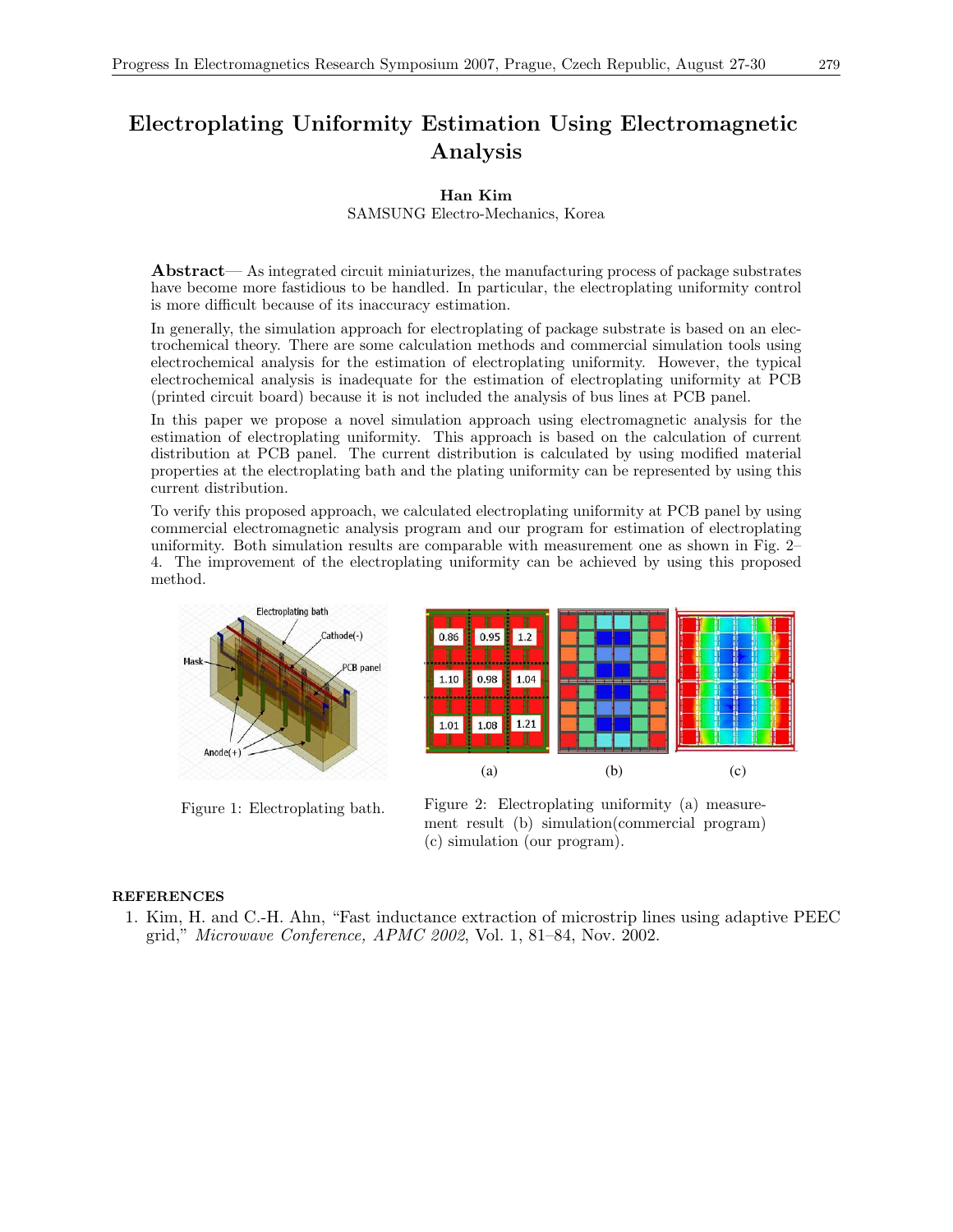# Electroplating Uniformity Estimation Using Electromagnetic Analysis

**Han Kim**
SAMSUNG Electro-Mechanics, Korea

**Abstract**— As integrated circuit miniaturizes, the manufacturing process of package substrates have become more fastidious to be handled. In particular, the electroplating uniformity control is more difficult because of its inaccuracy estimation.

In generally, the simulation approach for electroplating of package substrate is based on an electrochemical theory. There are some calculation methods and commercial simulation tools using electrochemical analysis for the estimation of electroplating uniformity. However, the typical electrochemical analysis is inadequate for the estimation of electroplating uniformity at PCB (printed circuit board) because it is not included the analysis of bus lines at PCB panel.

In this paper we propose a novel simulation approach using electromagnetic analysis for the estimation of electroplating uniformity. This approach is based on the calculation of current distribution at PCB panel. The current distribution is calculated by using modified material properties at the electroplating bath and the plating uniformity can be represented by using this current distribution.

To verify this proposed approach, we calculated electroplating uniformity at PCB panel by using commercial electromagnetic analysis program and our program for estimation of electroplating uniformity. Both simulation results are comparable with measurement one as shown in Fig. 2–4. The improvement of the electroplating uniformity can be achieved by using this proposed method.

Figure 1: Electroplating bath.

Figure 2: Electroplating uniformity (a) measurement result (b) simulation(commercial program) (c) simulation (our program).

## REFERENCES

1. Kim, H. and C.-H. Ahn, "Fast inductance extraction of microstrip lines using adaptive PEEC grid," *Microwave Conference, APMC 2002*, Vol. 1, 81–84, Nov. 2002.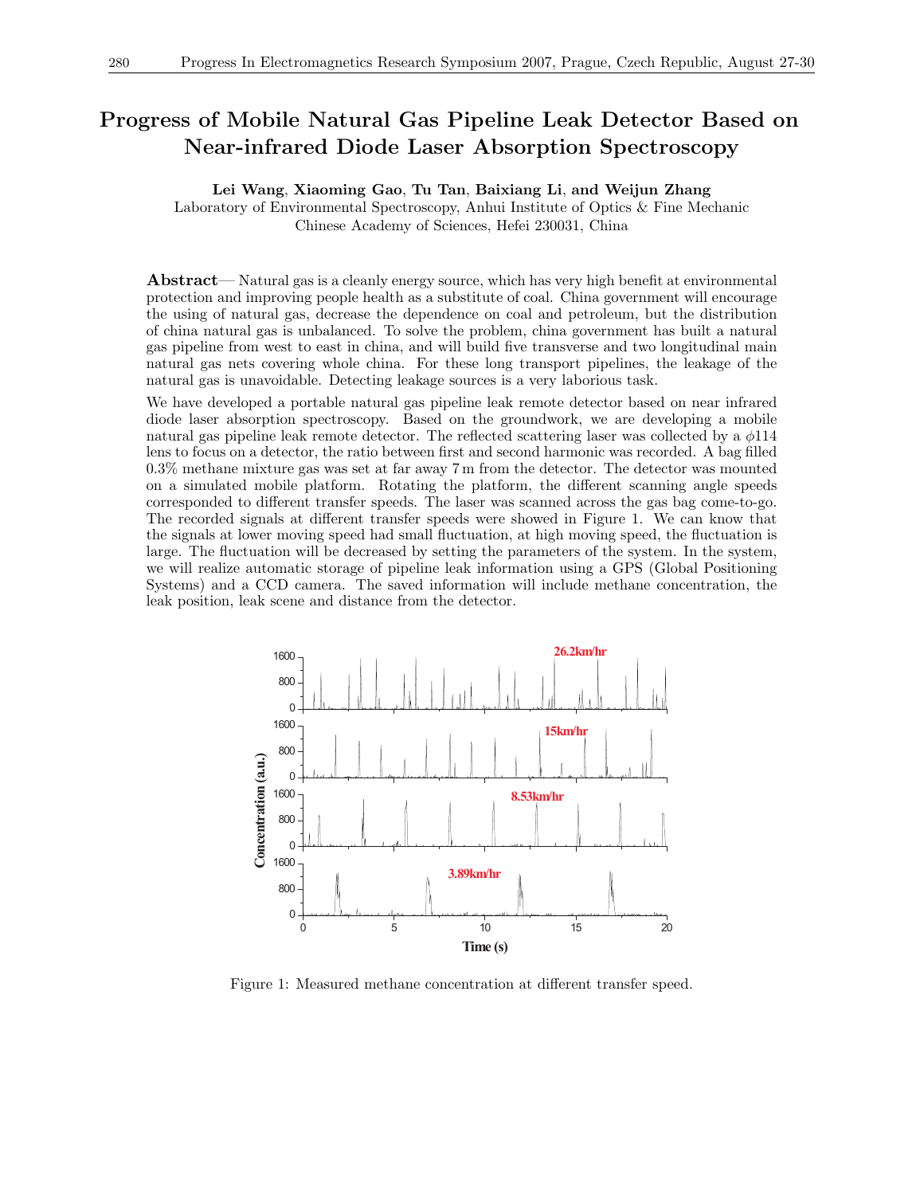# Progress of Mobile Natural Gas Pipeline Leak Detector Based on Near-infrared Diode Laser Absorption Spectroscopy

**Lei Wang**, **Xiaoming Gao**, **Tu Tan**, **Baixiang Li**, **and Weijun Zhang**

Laboratory of Environmental Spectroscopy, Anhui Institute of Optics & Fine Mechanic
Chinese Academy of Sciences, Hefei 230031, China

**Abstract**— Natural gas is a cleanly energy source, which has very high benefit at environmental protection and improving people health as a substitute of coal. China government will encourage the using of natural gas, decrease the dependence on coal and petroleum, but the distribution of china natural gas is unbalanced. To solve the problem, china government has built a natural gas pipeline from west to east in china, and will build five transverse and two longitudinal main natural gas nets covering whole china. For these long transport pipelines, the leakage of the natural gas is unavoidable. Detecting leakage sources is a very laborious task.

We have developed a portable natural gas pipeline leak remote detector based on near infrared diode laser absorption spectroscopy. Based on the groundwork, we are developing a mobile natural gas pipeline leak remote detector. The reflected scattering laser was collected by a $\phi 114$ lens to focus on a detector, the ratio between first and second harmonic was recorded. A bag filled 0.3% methane mixture gas was set at far away 7 m from the detector. The detector was mounted on a simulated mobile platform. Rotating the platform, the different scanning angle speeds corresponded to different transfer speeds. The laser was scanned across the gas bag come-to-go. The recorded signals at different transfer speeds were showed in Figure 1. We can know that the signals at lower moving speed had small fluctuation, at high moving speed, the fluctuation is large. The fluctuation will be decreased by setting the parameters of the system. In the system, we will realize automatic storage of pipeline leak information using a GPS (Global Positioning Systems) and a CCD camera. The saved information will include methane concentration, the leak position, leak scene and distance from the detector.

Figure 1: Measured methane concentration at different transfer speed.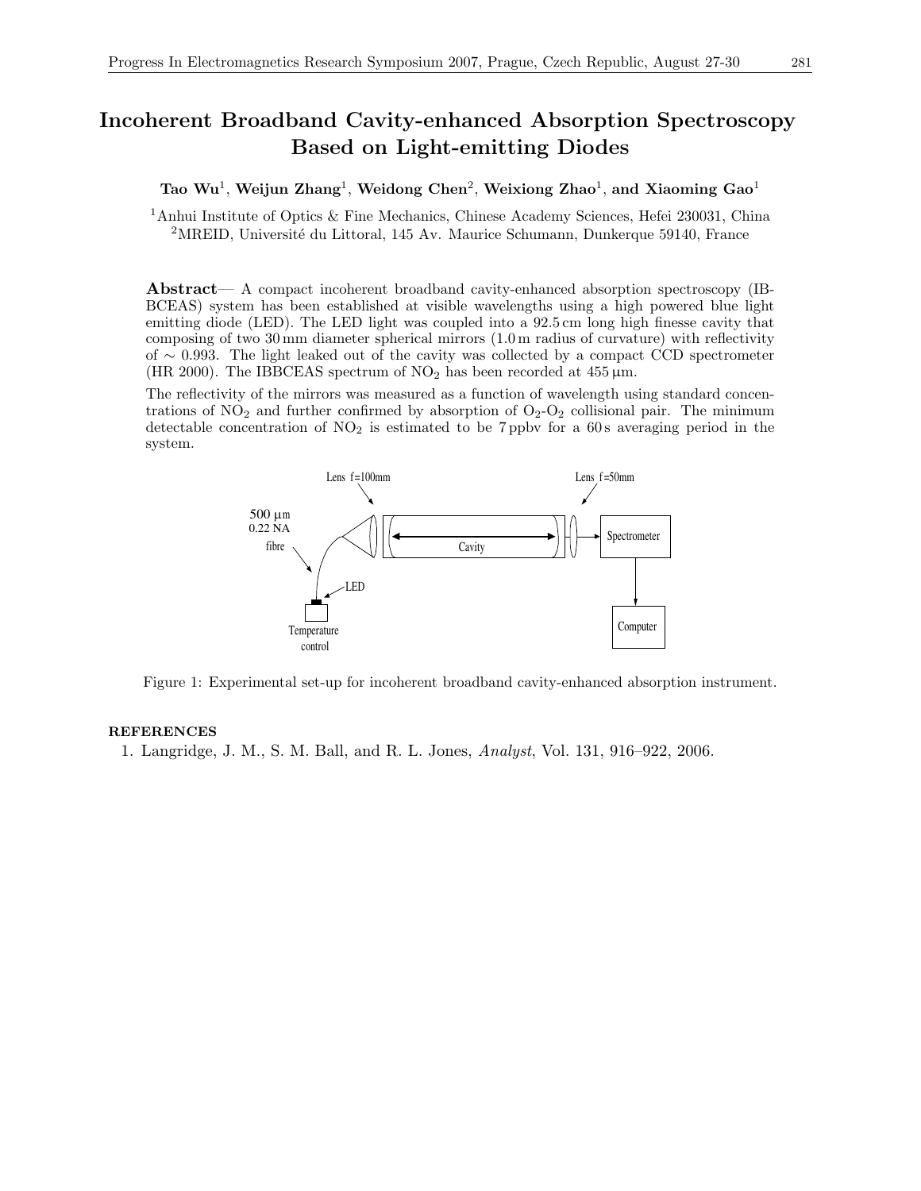# Incoherent Broadband Cavity-enhanced Absorption Spectroscopy Based on Light-emitting Diodes

**Tao Wu**[1], **Weijun Zhang**[1], **Weidong Chen**[2], **Weixiong Zhao**[1], **and Xiaoming Gao**[1]

[1]Anhui Institute of Optics & Fine Mechanics, Chinese Academy Sciences, Hefei 230031, China
[2]MREID, Université du Littoral, 145 Av. Maurice Schumann, Dunkerque 59140, France

**Abstract**— A compact incoherent broadband cavity-enhanced absorption spectroscopy (IBBCEAS) system has been established at visible wavelengths using a high powered blue light emitting diode (LED). The LED light was coupled into a 92.5 cm long high finesse cavity that composing of two 30 mm diameter spherical mirrors (1.0 m radius of curvature) with reflectivity of ∼ 0.993. The light leaked out of the cavity was collected by a compact CCD spectrometer (HR 2000). The IBBCEAS spectrum of $NO_2$ has been recorded at 455 µm.

The reflectivity of the mirrors was measured as a function of wavelength using standard concentrations of $NO_2$ and further confirmed by absorption of $O_2$-$O_2$ collisional pair. The minimum detectable concentration of $NO_2$ is estimated to be 7 ppbv for a 60 s averaging period in the system.

Lens f=100mm

Lens f=50mm

500 µm
0.22 NA
fibre

Cavity

Spectrometer

LED

Temperature
control

Computer

Figure 1: Experimental set-up for incoherent broadband cavity-enhanced absorption instrument.

**REFERENCES**

1. Langridge, J. M., S. M. Ball, and R. L. Jones, *Analyst*, Vol. 131, 916–922, 2006.